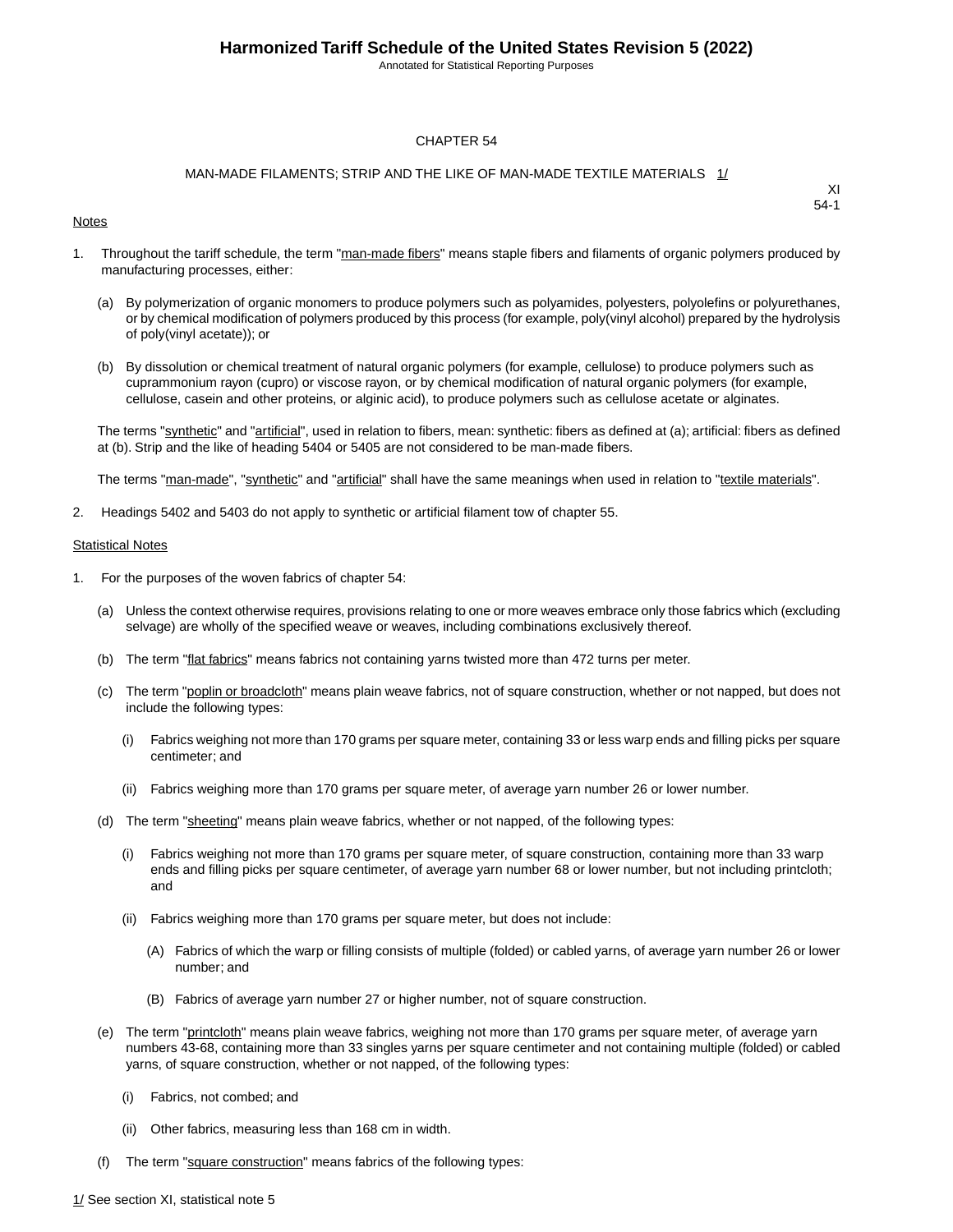# CHAPTER 54

## MAN-MADE FILAMENTS; STRIP AND THE LIKE OF MAN-MADE TEXTILE MATERIALS 1/

XI
54-1

Notes

1. Throughout the tariff schedule, the term "man-made fibers" means staple fibers and filaments of organic polymers produced by manufacturing processes, either:

   (a) By polymerization of organic monomers to produce polymers such as polyamides, polyesters, polyolefins or polyurethanes, or by chemical modification of polymers produced by this process (for example, poly(vinyl alcohol) prepared by the hydrolysis of poly(vinyl acetate)); or

   (b) By dissolution or chemical treatment of natural organic polymers (for example, cellulose) to produce polymers such as cuprammonium rayon (cupro) or viscose rayon, or by chemical modification of natural organic polymers (for example, cellulose, casein and other proteins, or alginic acid), to produce polymers such as cellulose acetate or alginates.

   The terms "synthetic" and "artificial", used in relation to fibers, mean: synthetic: fibers as defined at (a); artificial: fibers as defined at (b). Strip and the like of heading 5404 or 5405 are not considered to be man-made fibers.

   The terms "man-made", "synthetic" and "artificial" shall have the same meanings when used in relation to "textile materials".

2. Headings 5402 and 5403 do not apply to synthetic or artificial filament tow of chapter 55.

Statistical Notes

1. For the purposes of the woven fabrics of chapter 54:

   (a) Unless the context otherwise requires, provisions relating to one or more weaves embrace only those fabrics which (excluding selvage) are wholly of the specified weave or weaves, including combinations exclusively thereof.

   (b) The term "flat fabrics" means fabrics not containing yarns twisted more than 472 turns per meter.

   (c) The term "poplin or broadcloth" means plain weave fabrics, not of square construction, whether or not napped, but does not include the following types:

      (i) Fabrics weighing not more than 170 grams per square meter, containing 33 or less warp ends and filling picks per square centimeter; and

      (ii) Fabrics weighing more than 170 grams per square meter, of average yarn number 26 or lower number.

   (d) The term "sheeting" means plain weave fabrics, whether or not napped, of the following types:

      (i) Fabrics weighing not more than 170 grams per square meter, of square construction, containing more than 33 warp ends and filling picks per square centimeter, of average yarn number 68 or lower number, but not including printcloth; and

      (ii) Fabrics weighing more than 170 grams per square meter, but does not include:

         (A) Fabrics of which the warp or filling consists of multiple (folded) or cabled yarns, of average yarn number 26 or lower number; and

         (B) Fabrics of average yarn number 27 or higher number, not of square construction.

   (e) The term "printcloth" means plain weave fabrics, weighing not more than 170 grams per square meter, of average yarn numbers 43-68, containing more than 33 singles yarns per square centimeter and not containing multiple (folded) or cabled yarns, of square construction, whether or not napped, of the following types:

      (i) Fabrics, not combed; and

      (ii) Other fabrics, measuring less than 168 cm in width.

   (f) The term "square construction" means fabrics of the following types:

1/ See section XI, statistical note 5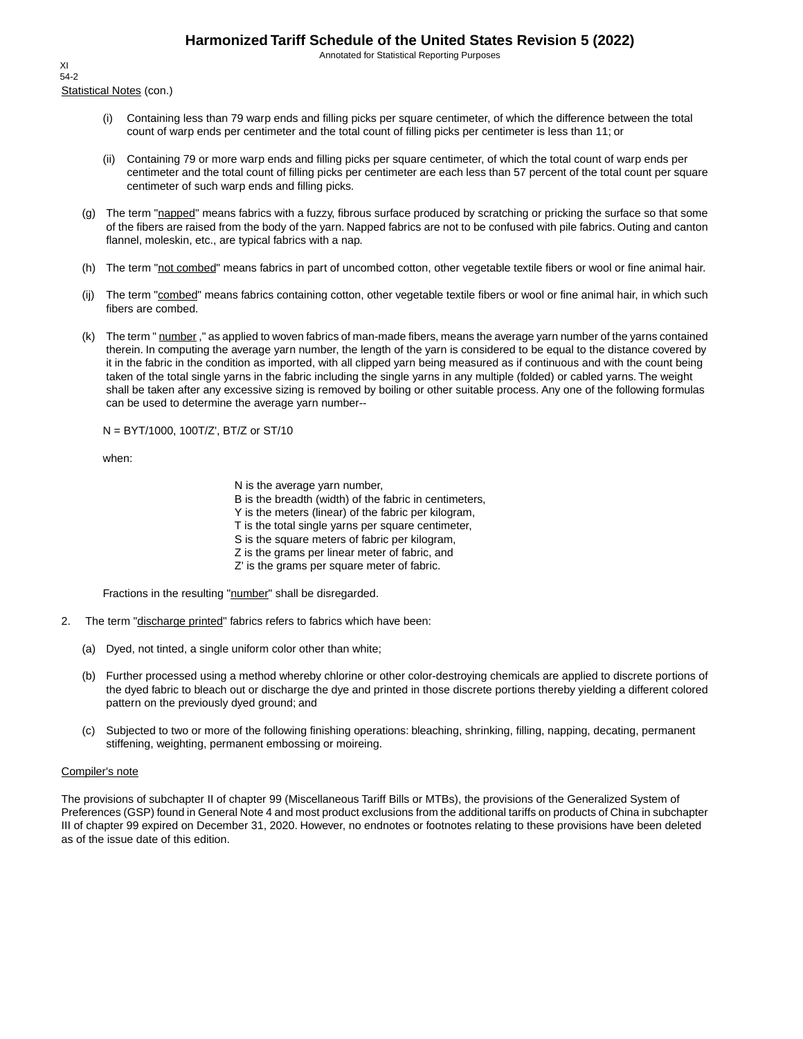Statistical Notes (con.)

(i) Containing less than 79 warp ends and filling picks per square centimeter, of which the difference between the total count of warp ends per centimeter and the total count of filling picks per centimeter is less than 11; or

(ii) Containing 79 or more warp ends and filling picks per square centimeter, of which the total count of warp ends per centimeter and the total count of filling picks per centimeter are each less than 57 percent of the total count per square centimeter of such warp ends and filling picks.

(g) The term "napped" means fabrics with a fuzzy, fibrous surface produced by scratching or pricking the surface so that some of the fibers are raised from the body of the yarn. Napped fabrics are not to be confused with pile fabrics. Outing and canton flannel, moleskin, etc., are typical fabrics with a nap.

(h) The term "not combed" means fabrics in part of uncombed cotton, other vegetable textile fibers or wool or fine animal hair.

(ij) The term "combed" means fabrics containing cotton, other vegetable textile fibers or wool or fine animal hair, in which such fibers are combed.

(k) The term " number ," as applied to woven fabrics of man-made fibers, means the average yarn number of the yarns contained therein. In computing the average yarn number, the length of the yarn is considered to be equal to the distance covered by it in the fabric in the condition as imported, with all clipped yarn being measured as if continuous and with the count being taken of the total single yarns in the fabric including the single yarns in any multiple (folded) or cabled yarns. The weight shall be taken after any excessive sizing is removed by boiling or other suitable process. Any one of the following formulas can be used to determine the average yarn number--

$N = BYT/1000$, $100T/Z'$, $BT/Z$ or $ST/10$

when:

N is the average yarn number,
B is the breadth (width) of the fabric in centimeters,
Y is the meters (linear) of the fabric per kilogram,
T is the total single yarns per square centimeter,
S is the square meters of fabric per kilogram,
Z is the grams per linear meter of fabric, and
Z' is the grams per square meter of fabric.

Fractions in the resulting "number" shall be disregarded.

2. The term "discharge printed" fabrics refers to fabrics which have been:

(a) Dyed, not tinted, a single uniform color other than white;

(b) Further processed using a method whereby chlorine or other color-destroying chemicals are applied to discrete portions of the dyed fabric to bleach out or discharge the dye and printed in those discrete portions thereby yielding a different colored pattern on the previously dyed ground; and

(c) Subjected to two or more of the following finishing operations: bleaching, shrinking, filling, napping, decating, permanent stiffening, weighting, permanent embossing or moireing.

Compiler's note

The provisions of subchapter II of chapter 99 (Miscellaneous Tariff Bills or MTBs), the provisions of the Generalized System of Preferences (GSP) found in General Note 4 and most product exclusions from the additional tariffs on products of China in subchapter III of chapter 99 expired on December 31, 2020. However, no endnotes or footnotes relating to these provisions have been deleted as of the issue date of this edition.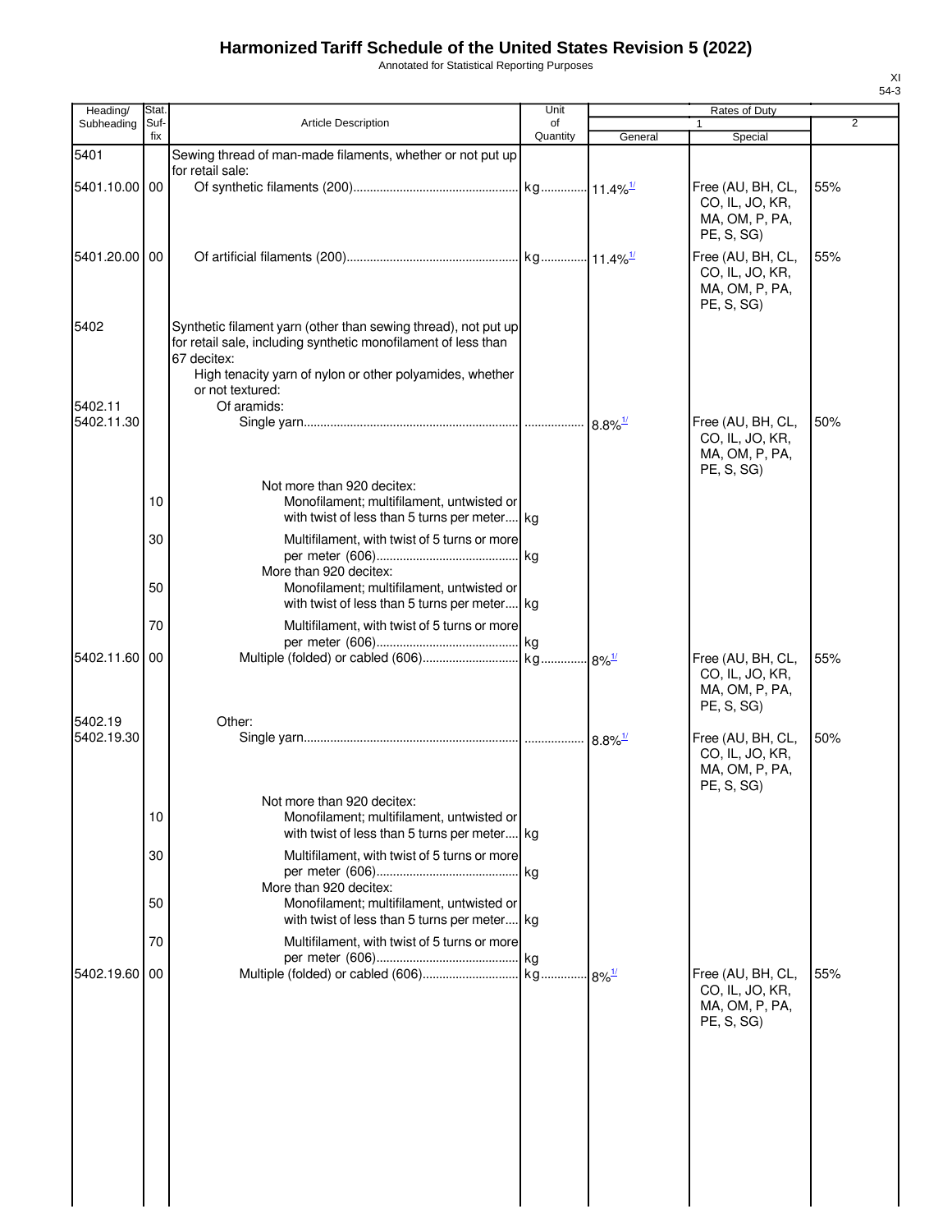# Harmonized Tariff Schedule of the United States Revision 5 (2022)

Annotated for Statistical Reporting Purposes

XI
54-3

| Heading/ Subheading | Stat. Suf- fix | Article Description | Unit of Quantity | Rates of Duty | | |
|---|---|---|---|---|---|---|
| | | | | 1 | | 2 |
| | | | | General | Special | |
| 5401 | | Sewing thread of man-made filaments, whether or not put up for retail sale: | | | | |
| 5401.10.00 | 00 | Of synthetic filaments (200) | kg | 11.4%[1/] | Free (AU, BH, CL, CO, IL, JO, KR, MA, OM, P, PA, PE, S, SG) | 55% |
| 5401.20.00 | 00 | Of artificial filaments (200) | kg | 11.4%[1/] | Free (AU, BH, CL, CO, IL, JO, KR, MA, OM, P, PA, PE, S, SG) | 55% |
| 5402 | | Synthetic filament yarn (other than sewing thread), not put up for retail sale, including synthetic monofilament of less than 67 decitex: | | | | |
| | | High tenacity yarn of nylon or other polyamides, whether or not textured: | | | | |
| 5402.11 | | Of aramids: | | | | |
| 5402.11.30 | | Single yarn | | 8.8%[1/] | Free (AU, BH, CL, CO, IL, JO, KR, MA, OM, P, PA, PE, S, SG) | 50% |
| | | Not more than 920 decitex: | | | | |
| | 10 | Monofilament; multifilament, untwisted or with twist of less than 5 turns per meter | kg | | | |
| | 30 | Multifilament, with twist of 5 turns or more per meter (606) | kg | | | |
| | | More than 920 decitex: | | | | |
| | 50 | Monofilament; multifilament, untwisted or with twist of less than 5 turns per meter | kg | | | |
| | 70 | Multifilament, with twist of 5 turns or more per meter (606) | kg | | | |
| 5402.11.60 | 00 | Multiple (folded) or cabled (606) | kg | 8%[1/] | Free (AU, BH, CL, CO, IL, JO, KR, MA, OM, P, PA, PE, S, SG) | 55% |
| 5402.19 | | Other: | | | | |
| 5402.19.30 | | Single yarn | | 8.8%[1/] | Free (AU, BH, CL, CO, IL, JO, KR, MA, OM, P, PA, PE, S, SG) | 50% |
| | | Not more than 920 decitex: | | | | |
| | 10 | Monofilament; multifilament, untwisted or with twist of less than 5 turns per meter | kg | | | |
| | 30 | Multifilament, with twist of 5 turns or more per meter (606) | kg | | | |
| | | More than 920 decitex: | | | | |
| | 50 | Monofilament; multifilament, untwisted or with twist of less than 5 turns per meter | kg | | | |
| | 70 | Multifilament, with twist of 5 turns or more per meter (606) | kg | | | |
| 5402.19.60 | 00 | Multiple (folded) or cabled (606) | kg | 8%[1/] | Free (AU, BH, CL, CO, IL, JO, KR, MA, OM, P, PA, PE, S, SG) | 55% |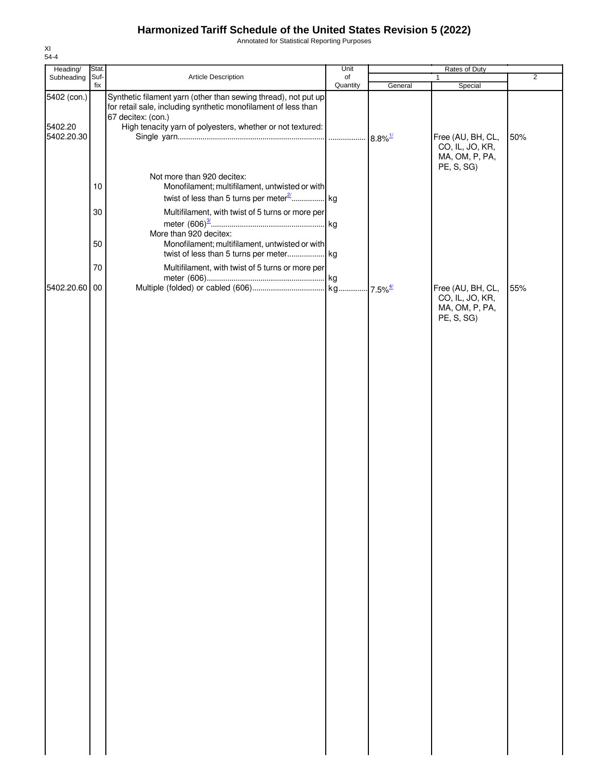# Harmonized Tariff Schedule of the United States Revision 5 (2022)

Annotated for Statistical Reporting Purposes

XI
54-4

| Heading/ Subheading | Stat. Suf- fix | Article Description | Unit of Quantity | Rates of Duty 1 General | Special | 2 |
|---|---|---|---|---|---|---|
| 5402 (con.) | | Synthetic filament yarn (other than sewing thread), not put up for retail sale, including synthetic monofilament of less than 67 decitex: (con.) | | | | |
| 5402.20 | | High tenacity yarn of polyesters, whether or not textured: | | | | |
| 5402.20.30 | | Single yarn | | 8.8%[1/] | Free (AU, BH, CL, CO, IL, JO, KR, MA, OM, P, PA, PE, S, SG) | 50% |
| | | Not more than 920 decitex: | | | | |
| | 10 | Monofilament; multifilament, untwisted or with twist of less than 5 turns per meter[2/] | kg | | | |
| | 30 | Multifilament, with twist of 5 turns or more per meter (606)[3/] | kg | | | |
| | | More than 920 decitex: | | | | |
| | 50 | Monofilament; multifilament, untwisted or with twist of less than 5 turns per meter | kg | | | |
| | 70 | Multifilament, with twist of 5 turns or more per meter (606) | kg | | | |
| 5402.20.60 | 00 | Multiple (folded) or cabled (606) | kg | 7.5%[4/] | Free (AU, BH, CL, CO, IL, JO, KR, MA, OM, P, PA, PE, S, SG) | 55% |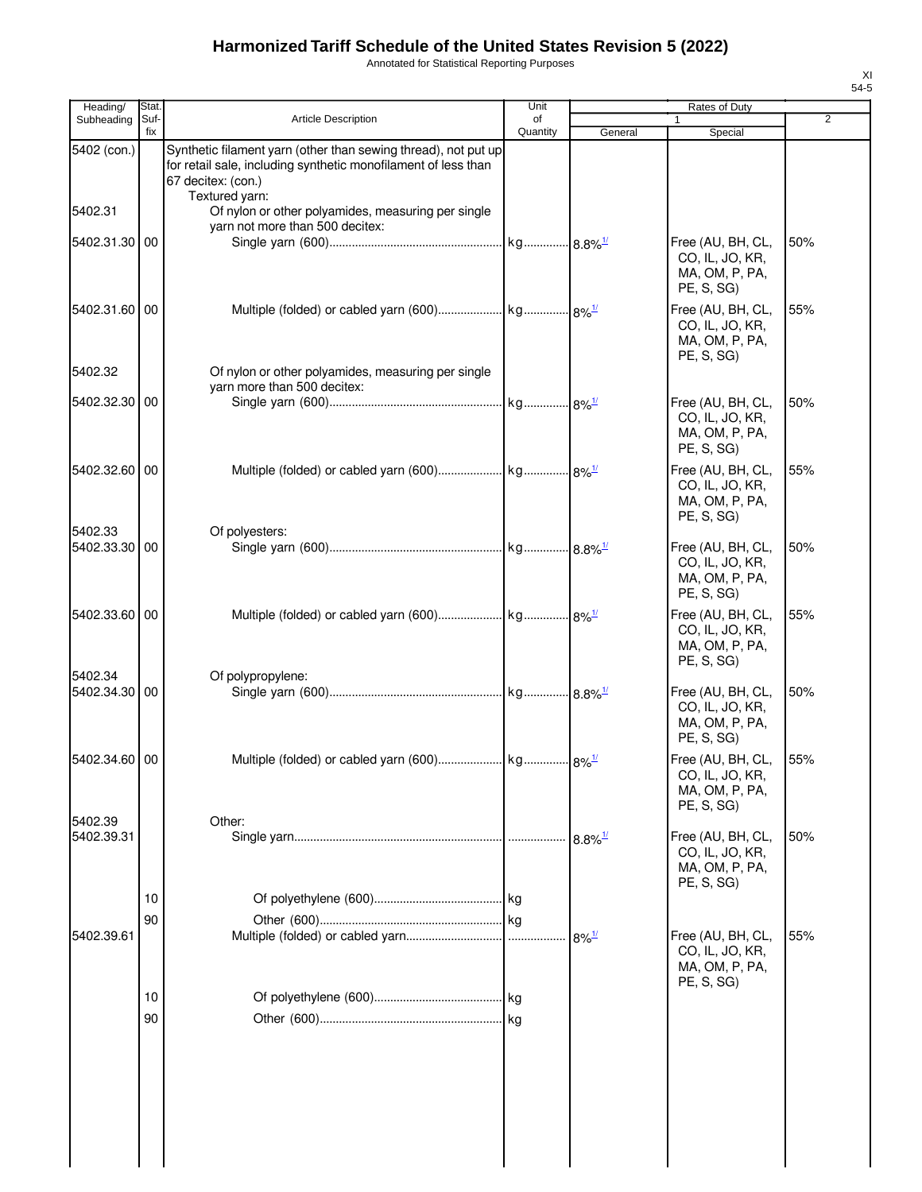# Harmonized Tariff Schedule of the United States Revision 5 (2022)

Annotated for Statistical Reporting Purposes

XI
54-5

| Heading/ Subheading | Stat. Suf- fix | Article Description | Unit of Quantity | Rates of Duty 1 General | Special | 2 |
|---|---|---|---|---|---|---|
| 5402 (con.) | | Synthetic filament yarn (other than sewing thread), not put up for retail sale, including synthetic monofilament of less than 67 decitex: (con.) | | | | |
| | | Textured yarn: | | | | |
| 5402.31 | | Of nylon or other polyamides, measuring per single yarn not more than 500 decitex: | | | | |
| 5402.31.30 | 00 | Single yarn (600) | kg | 8.8%[1/] | Free (AU, BH, CL, CO, IL, JO, KR, MA, OM, P, PA, PE, S, SG) | 50% |
| 5402.31.60 | 00 | Multiple (folded) or cabled yarn (600) | kg | 8%[1/] | Free (AU, BH, CL, CO, IL, JO, KR, MA, OM, P, PA, PE, S, SG) | 55% |
| 5402.32 | | Of nylon or other polyamides, measuring per single yarn more than 500 decitex: | | | | |
| 5402.32.30 | 00 | Single yarn (600) | kg | 8%[1/] | Free (AU, BH, CL, CO, IL, JO, KR, MA, OM, P, PA, PE, S, SG) | 50% |
| 5402.32.60 | 00 | Multiple (folded) or cabled yarn (600) | kg | 8%[1/] | Free (AU, BH, CL, CO, IL, JO, KR, MA, OM, P, PA, PE, S, SG) | 55% |
| 5402.33 | | Of polyesters: | | | | |
| 5402.33.30 | 00 | Single yarn (600) | kg | 8.8%[1/] | Free (AU, BH, CL, CO, IL, JO, KR, MA, OM, P, PA, PE, S, SG) | 50% |
| 5402.33.60 | 00 | Multiple (folded) or cabled yarn (600) | kg | 8%[1/] | Free (AU, BH, CL, CO, IL, JO, KR, MA, OM, P, PA, PE, S, SG) | 55% |
| 5402.34 | | Of polypropylene: | | | | |
| 5402.34.30 | 00 | Single yarn (600) | kg | 8.8%[1/] | Free (AU, BH, CL, CO, IL, JO, KR, MA, OM, P, PA, PE, S, SG) | 50% |
| 5402.34.60 | 00 | Multiple (folded) or cabled yarn (600) | kg | 8%[1/] | Free (AU, BH, CL, CO, IL, JO, KR, MA, OM, P, PA, PE, S, SG) | 55% |
| 5402.39 | | Other: | | | | |
| 5402.39.31 | | Single yarn | | 8.8%[1/] | Free (AU, BH, CL, CO, IL, JO, KR, MA, OM, P, PA, PE, S, SG) | 50% |
| | 10 | Of polyethylene (600) | kg | | | |
| | 90 | Other (600) | kg | | | |
| 5402.39.61 | | Multiple (folded) or cabled yarn | | 8%[1/] | Free (AU, BH, CL, CO, IL, JO, KR, MA, OM, P, PA, PE, S, SG) | 55% |
| | 10 | Of polyethylene (600) | kg | | | |
| | 90 | Other (600) | kg | | | |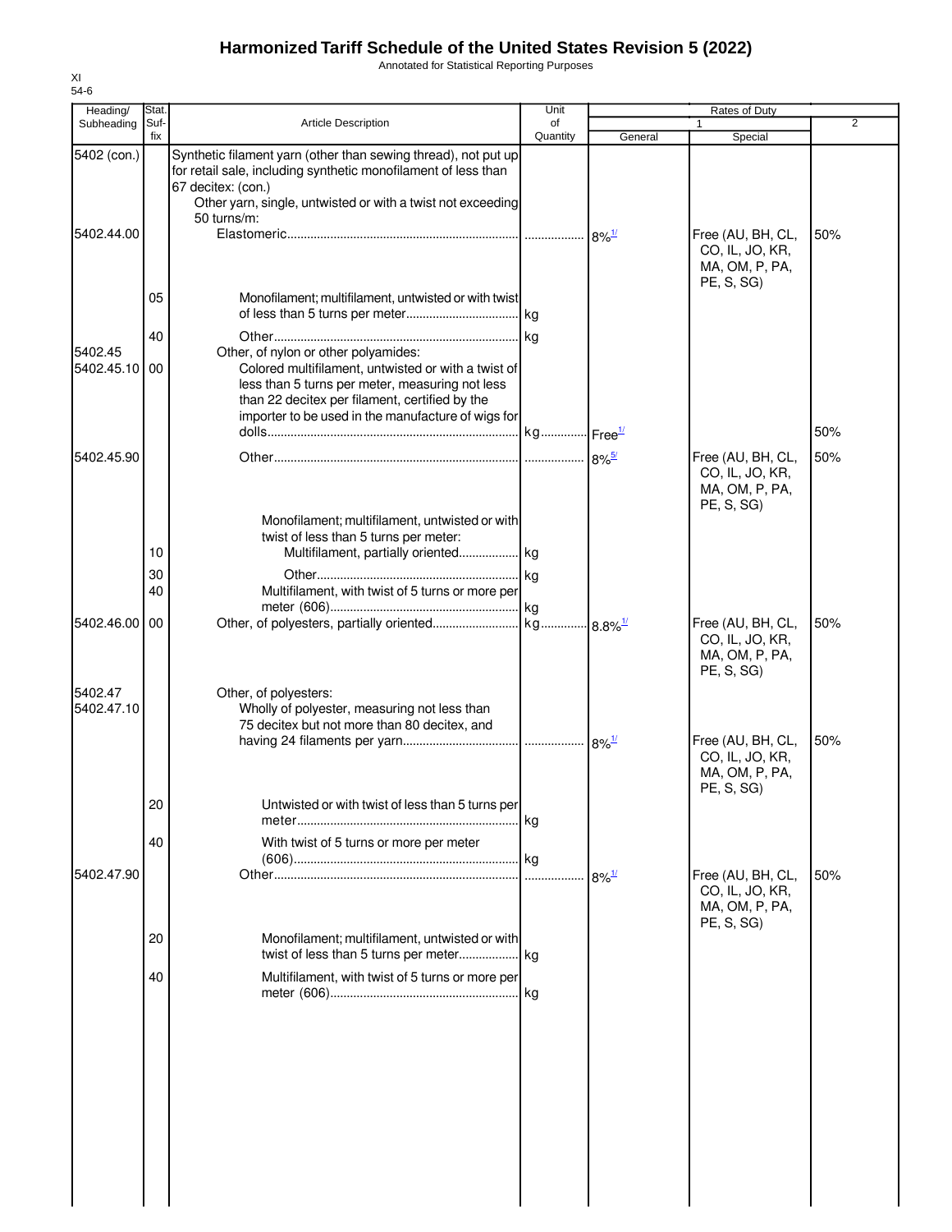# Harmonized Tariff Schedule of the United States Revision 5 (2022)

Annotated for Statistical Reporting Purposes

XI
54-6

| Heading/ Subheading | Stat. Suf- fix | Article Description | Unit of Quantity | Rates of Duty 1 General | Special | 2 |
|---|---|---|---|---|---|---|
| 5402 (con.) | | Synthetic filament yarn (other than sewing thread), not put up for retail sale, including synthetic monofilament of less than 67 decitex: (con.) | | | | |
| | | Other yarn, single, untwisted or with a twist not exceeding 50 turns/m: | | | | |
| 5402.44.00 | | Elastomeric | | 8%[1/] | Free (AU, BH, CL, CO, IL, JO, KR, MA, OM, P, PA, PE, S, SG) | 50% |
| | 05 | Monofilament; multifilament, untwisted or with twist of less than 5 turns per meter | kg | | | |
| | 40 | Other | kg | | | |
| 5402.45 | | Other, of nylon or other polyamides: | | | | |
| 5402.45.10 | 00 | Colored multifilament, untwisted or with a twist of less than 5 turns per meter, measuring not less than 22 decitex per filament, certified by the importer to be used in the manufacture of wigs for dolls | kg | Free[1/] | | 50% |
| 5402.45.90 | | Other | | 8%[5/] | Free (AU, BH, CL, CO, IL, JO, KR, MA, OM, P, PA, PE, S, SG) | 50% |
| | | Monofilament; multifilament, untwisted or with twist of less than 5 turns per meter: | | | | |
| | 10 | Multifilament, partially oriented | kg | | | |
| | 30 | Other | kg | | | |
| | 40 | Multifilament, with twist of 5 turns or more per meter (606) | kg | | | |
| 5402.46.00 | 00 | Other, of polyesters, partially oriented | kg | 8.8%[1/] | Free (AU, BH, CL, CO, IL, JO, KR, MA, OM, P, PA, PE, S, SG) | 50% |
| 5402.47 | | Other, of polyesters: | | | | |
| 5402.47.10 | | Wholly of polyester, measuring not less than 75 decitex but not more than 80 decitex, and having 24 filaments per yarn | | 8%[1/] | Free (AU, BH, CL, CO, IL, JO, KR, MA, OM, P, PA, PE, S, SG) | 50% |
| | 20 | Untwisted or with twist of less than 5 turns per meter | kg | | | |
| | 40 | With twist of 5 turns or more per meter (606) | kg | | | |
| 5402.47.90 | | Other | | 8%[1/] | Free (AU, BH, CL, CO, IL, JO, KR, MA, OM, P, PA, PE, S, SG) | 50% |
| | 20 | Monofilament; multifilament, untwisted or with twist of less than 5 turns per meter | kg | | | |
| | 40 | Multifilament, with twist of 5 turns or more per meter (606) | kg | | | |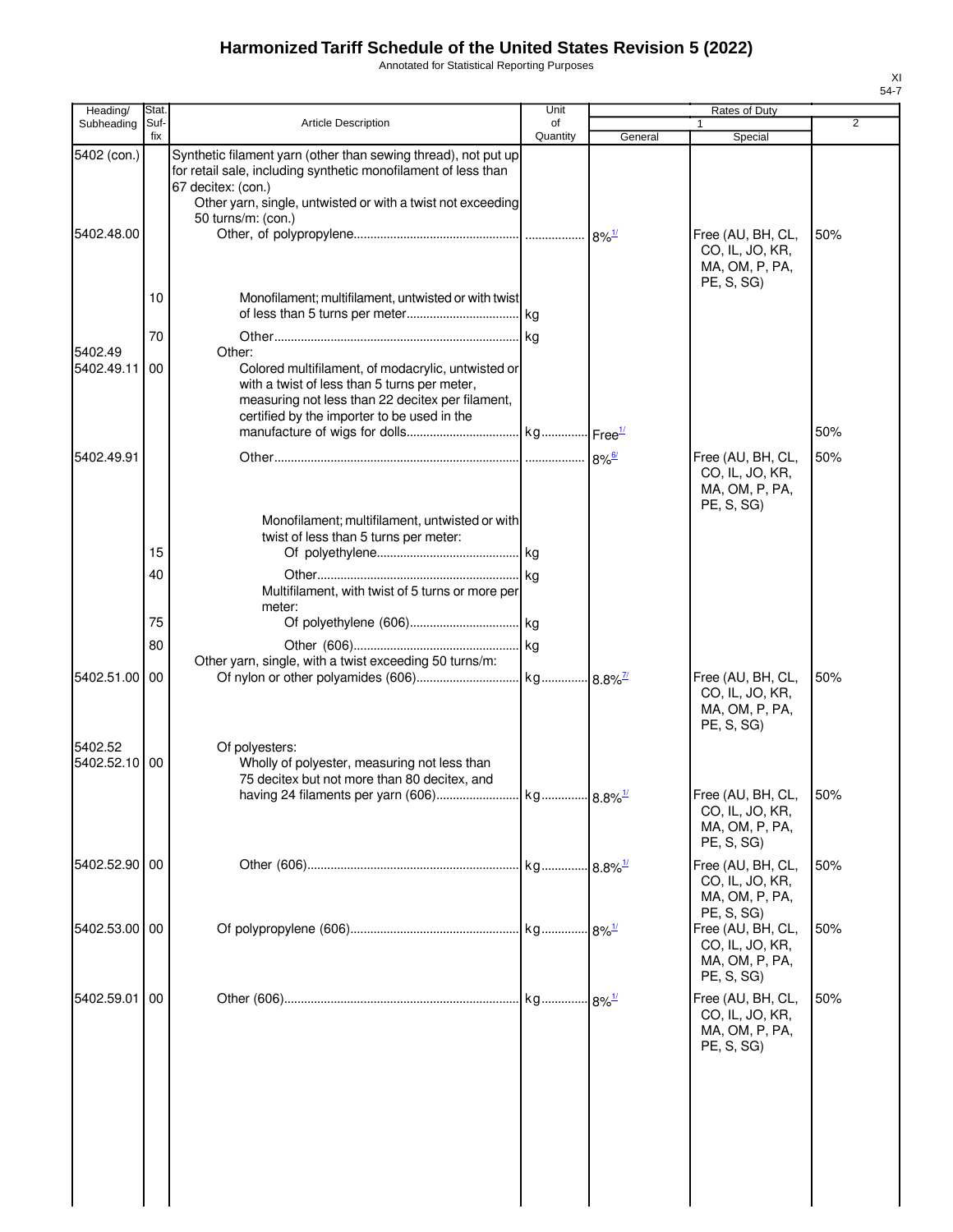# Harmonized Tariff Schedule of the United States Revision 5 (2022)

Annotated for Statistical Reporting Purposes

XI
54-7

| Heading/ Subheading | Stat. Suf-fix | Article Description | Unit of Quantity | Rates of Duty 1 General | Rates of Duty 1 Special | Rates of Duty 2 |
|---|---|---|---|---|---|---|
| 5402 (con.) | | Synthetic filament yarn (other than sewing thread), not put up for retail sale, including synthetic monofilament of less than 67 decitex: (con.) | | | | |
| | | Other yarn, single, untwisted or with a twist not exceeding 50 turns/m: (con.) | | | | |
| 5402.48.00 | | Other, of polypropylene | | 8%[1/] | Free (AU, BH, CL, CO, IL, JO, KR, MA, OM, P, PA, PE, S, SG) | 50% |
| | 10 | Monofilament; multifilament, untwisted or with twist of less than 5 turns per meter | kg | | | |
| | 70 | Other | kg | | | |
| 5402.49 | | Other: | | | | |
| 5402.49.11 | 00 | Colored multifilament, of modacrylic, untwisted or with a twist of less than 5 turns per meter, measuring not less than 22 decitex per filament, certified by the importer to be used in the manufacture of wigs for dolls | kg | Free[1/] | | 50% |
| 5402.49.91 | | Other | | 8%[6/] | Free (AU, BH, CL, CO, IL, JO, KR, MA, OM, P, PA, PE, S, SG) | 50% |
| | | Monofilament; multifilament, untwisted or with twist of less than 5 turns per meter: | | | | |
| | 15 | Of polyethylene | kg | | | |
| | 40 | Other | kg | | | |
| | | Multifilament, with twist of 5 turns or more per meter: | | | | |
| | 75 | Of polyethylene (606) | kg | | | |
| | 80 | Other (606) | kg | | | |
| | | Other yarn, single, with a twist exceeding 50 turns/m: | | | | |
| 5402.51.00 | 00 | Of nylon or other polyamides (606) | kg | 8.8%[7/] | Free (AU, BH, CL, CO, IL, JO, KR, MA, OM, P, PA, PE, S, SG) | 50% |
| 5402.52 | | Of polyesters: | | | | |
| 5402.52.10 | 00 | Wholly of polyester, measuring not less than 75 decitex but not more than 80 decitex, and having 24 filaments per yarn (606) | kg | 8.8%[1/] | Free (AU, BH, CL, CO, IL, JO, KR, MA, OM, P, PA, PE, S, SG) | 50% |
| 5402.52.90 | 00 | Other (606) | kg | 8.8%[1/] | Free (AU, BH, CL, CO, IL, JO, KR, MA, OM, P, PA, PE, S, SG) | 50% |
| 5402.53.00 | 00 | Of polypropylene (606) | kg | 8%[1/] | Free (AU, BH, CL, CO, IL, JO, KR, MA, OM, P, PA, PE, S, SG) | 50% |
| 5402.59.01 | 00 | Other (606) | kg | 8%[1/] | Free (AU, BH, CL, CO, IL, JO, KR, MA, OM, P, PA, PE, S, SG) | 50% |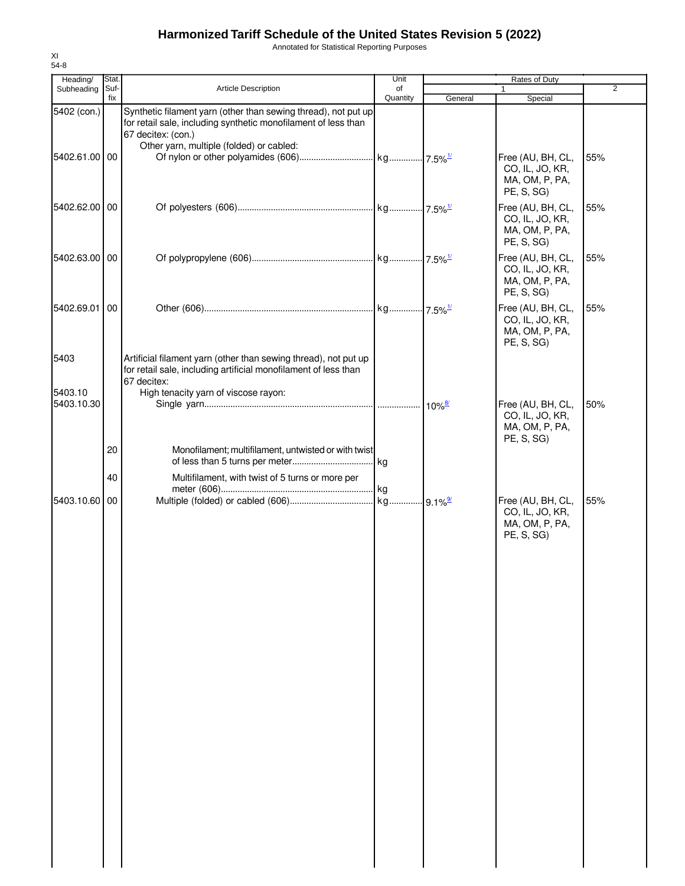# Harmonized Tariff Schedule of the United States Revision 5 (2022)

Annotated for Statistical Reporting Purposes

XI
54-8

| Heading/ Subheading | Stat. Suf- fix | Article Description | Unit of Quantity | Rates of Duty 1 General | Special | 2 |
|---|---|---|---|---|---|---|
| 5402 (con.) | | Synthetic filament yarn (other than sewing thread), not put up for retail sale, including synthetic monofilament of less than 67 decitex: (con.) | | | | |
| | | Other yarn, multiple (folded) or cabled: | | | | |
| 5402.61.00 | 00 | Of nylon or other polyamides (606) | kg | 7.5%[1/] | Free (AU, BH, CL, CO, IL, JO, KR, MA, OM, P, PA, PE, S, SG) | 55% |
| 5402.62.00 | 00 | Of polyesters (606) | kg | 7.5%[1/] | Free (AU, BH, CL, CO, IL, JO, KR, MA, OM, P, PA, PE, S, SG) | 55% |
| 5402.63.00 | 00 | Of polypropylene (606) | kg | 7.5%[1/] | Free (AU, BH, CL, CO, IL, JO, KR, MA, OM, P, PA, PE, S, SG) | 55% |
| 5402.69.01 | 00 | Other (606) | kg | 7.5%[1/] | Free (AU, BH, CL, CO, IL, JO, KR, MA, OM, P, PA, PE, S, SG) | 55% |
| 5403 | | Artificial filament yarn (other than sewing thread), not put up for retail sale, including artificial monofilament of less than 67 decitex: | | | | |
| 5403.10 | | High tenacity yarn of viscose rayon: | | | | |
| 5403.10.30 | | Single yarn | | 10%[8/] | Free (AU, BH, CL, CO, IL, JO, KR, MA, OM, P, PA, PE, S, SG) | 50% |
| | 20 | Monofilament; multifilament, untwisted or with twist of less than 5 turns per meter | kg | | | |
| | 40 | Multifilament, with twist of 5 turns or more per meter (606) | kg | | | |
| 5403.10.60 | 00 | Multiple (folded) or cabled (606) | kg | 9.1%[9/] | Free (AU, BH, CL, CO, IL, JO, KR, MA, OM, P, PA, PE, S, SG) | 55% |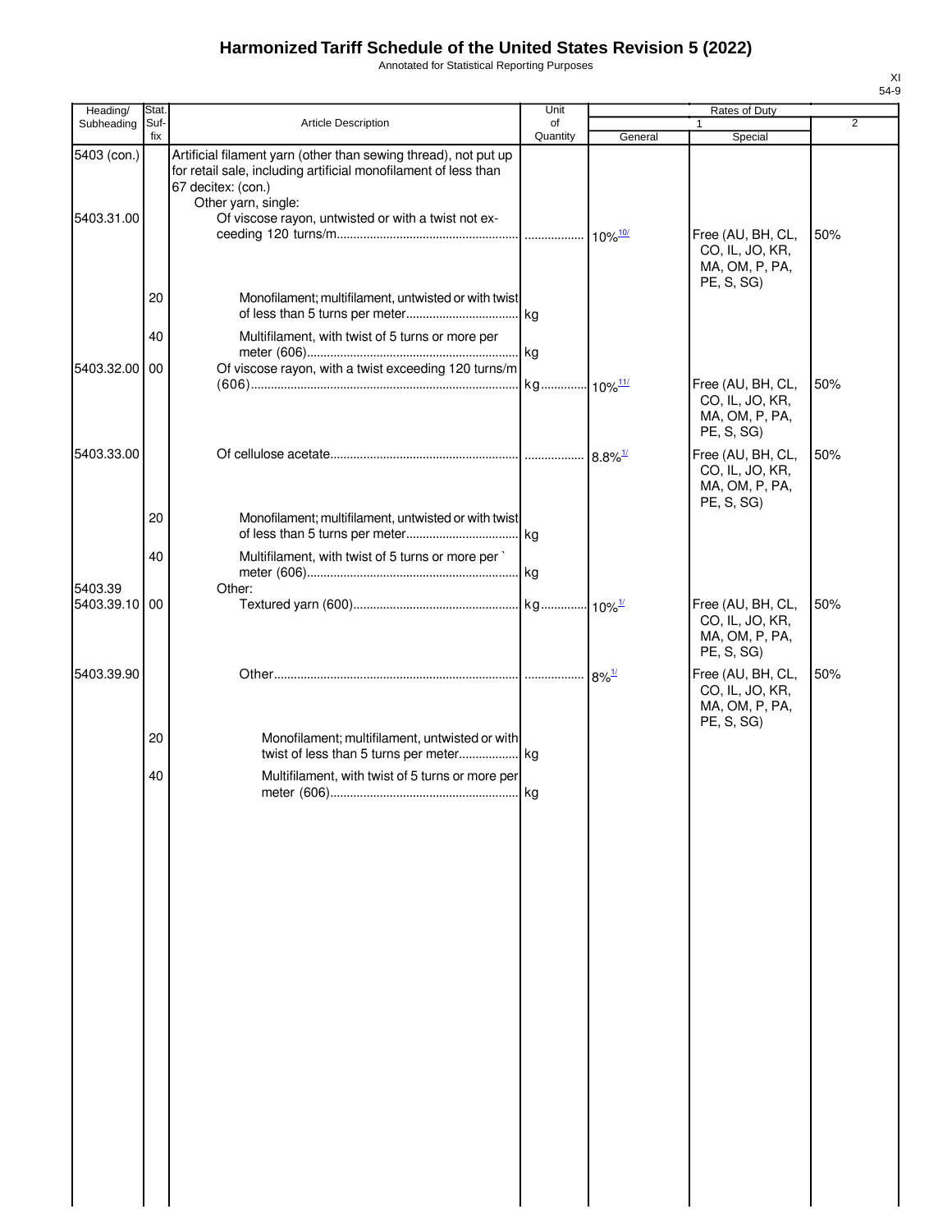# Harmonized Tariff Schedule of the United States Revision 5 (2022)

Annotated for Statistical Reporting Purposes

XI
54-9

| Heading/ Subheading | Stat. Suf-fix | Article Description | Unit of Quantity | Rates of Duty 1 General | Special | 2 |
|---|---|---|---|---|---|---|
| 5403 (con.) | | Artificial filament yarn (other than sewing thread), not put up for retail sale, including artificial monofilament of less than 67 decitex: (con.) | | | | |
| | | Other yarn, single: | | | | |
| 5403.31.00 | | Of viscose rayon, untwisted or with a twist not exceeding 120 turns/m | | 10%[10/] | Free (AU, BH, CL, CO, IL, JO, KR, MA, OM, P, PA, PE, S, SG) | 50% |
| | 20 | Monofilament; multifilament, untwisted or with twist of less than 5 turns per meter | kg | | | |
| | 40 | Multifilament, with twist of 5 turns or more per meter (606) | kg | | | |
| 5403.32.00 | 00 | Of viscose rayon, with a twist exceeding 120 turns/m (606) | kg | 10%[11/] | Free (AU, BH, CL, CO, IL, JO, KR, MA, OM, P, PA, PE, S, SG) | 50% |
| 5403.33.00 | | Of cellulose acetate | | 8.8%[1/] | Free (AU, BH, CL, CO, IL, JO, KR, MA, OM, P, PA, PE, S, SG) | 50% |
| | 20 | Monofilament; multifilament, untwisted or with twist of less than 5 turns per meter | kg | | | |
| | 40 | Multifilament, with twist of 5 turns or more per ` meter (606) | kg | | | |
| 5403.39 | | Other: | | | | |
| 5403.39.10 | 00 | Textured yarn (600) | kg | 10%[1/] | Free (AU, BH, CL, CO, IL, JO, KR, MA, OM, P, PA, PE, S, SG) | 50% |
| 5403.39.90 | | Other | | 8%[1/] | Free (AU, BH, CL, CO, IL, JO, KR, MA, OM, P, PA, PE, S, SG) | 50% |
| | 20 | Monofilament; multifilament, untwisted or with twist of less than 5 turns per meter | kg | | | |
| | 40 | Multifilament, with twist of 5 turns or more per meter (606) | kg | | | |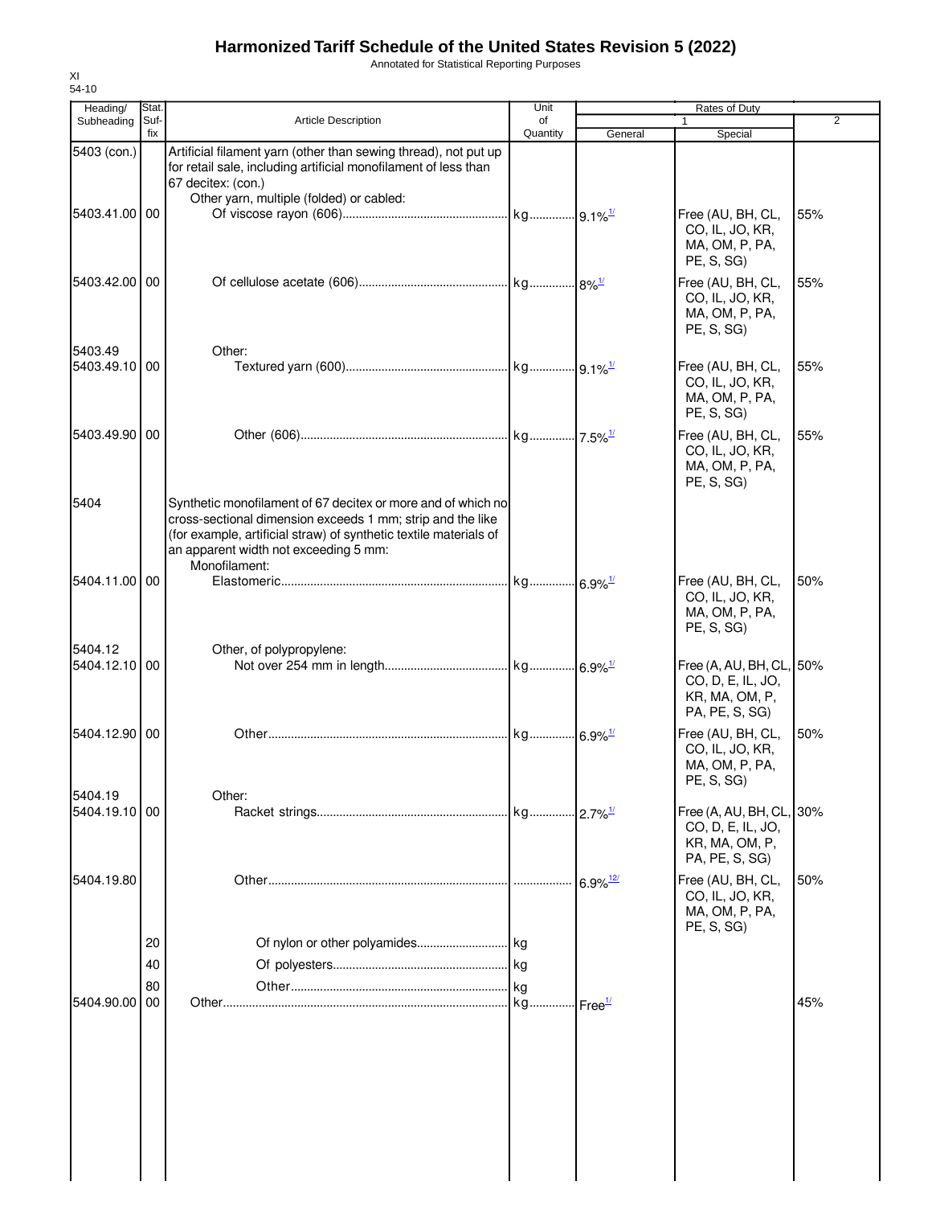# Harmonized Tariff Schedule of the United States Revision 5 (2022)

Annotated for Statistical Reporting Purposes

XI
54-10

| Heading/ Subheading | Stat. Suf- fix | Article Description | Unit of Quantity | Rates of Duty 1 General | Special | 2 |
|---|---|---|---|---|---|---|
| 5403 (con.) | | Artificial filament yarn (other than sewing thread), not put up for retail sale, including artificial monofilament of less than 67 decitex: (con.) | | | | |
| | | Other yarn, multiple (folded) or cabled: | | | | |
| 5403.41.00 | 00 | Of viscose rayon (606) | kg | 9.1%[1/] | Free (AU, BH, CL, CO, IL, JO, KR, MA, OM, P, PA, PE, S, SG) | 55% |
| 5403.42.00 | 00 | Of cellulose acetate (606) | kg | 8%[1/] | Free (AU, BH, CL, CO, IL, JO, KR, MA, OM, P, PA, PE, S, SG) | 55% |
| 5403.49 | | Other: | | | | |
| 5403.49.10 | 00 | Textured yarn (600) | kg | 9.1%[1/] | Free (AU, BH, CL, CO, IL, JO, KR, MA, OM, P, PA, PE, S, SG) | 55% |
| 5403.49.90 | 00 | Other (606) | kg | 7.5%[1/] | Free (AU, BH, CL, CO, IL, JO, KR, MA, OM, P, PA, PE, S, SG) | 55% |
| 5404 | | Synthetic monofilament of 67 decitex or more and of which no cross-sectional dimension exceeds 1 mm; strip and the like (for example, artificial straw) of synthetic textile materials of an apparent width not exceeding 5 mm: | | | | |
| | | Monofilament: | | | | |
| 5404.11.00 | 00 | Elastomeric | kg | 6.9%[1/] | Free (AU, BH, CL, CO, IL, JO, KR, MA, OM, P, PA, PE, S, SG) | 50% |
| 5404.12 | | Other, of polypropylene: | | | | |
| 5404.12.10 | 00 | Not over 254 mm in length | kg | 6.9%[1/] | Free (A, AU, BH, CL, CO, D, E, IL, JO, KR, MA, OM, P, PA, PE, S, SG) | 50% |
| 5404.12.90 | 00 | Other | kg | 6.9%[1/] | Free (AU, BH, CL, CO, IL, JO, KR, MA, OM, P, PA, PE, S, SG) | 50% |
| 5404.19 | | Other: | | | | |
| 5404.19.10 | 00 | Racket strings | kg | 2.7%[1/] | Free (A, AU, BH, CL, CO, D, E, IL, JO, KR, MA, OM, P, PA, PE, S, SG) | 30% |
| 5404.19.80 | | Other | | 6.9%[12/] | Free (AU, BH, CL, CO, IL, JO, KR, MA, OM, P, PA, PE, S, SG) | 50% |
| | 20 | Of nylon or other polyamides | kg | | | |
| | 40 | Of polyesters | kg | | | |
| | 80 | Other | kg | | | |
| 5404.90.00 | 00 | Other | kg | Free[1/] | | 45% |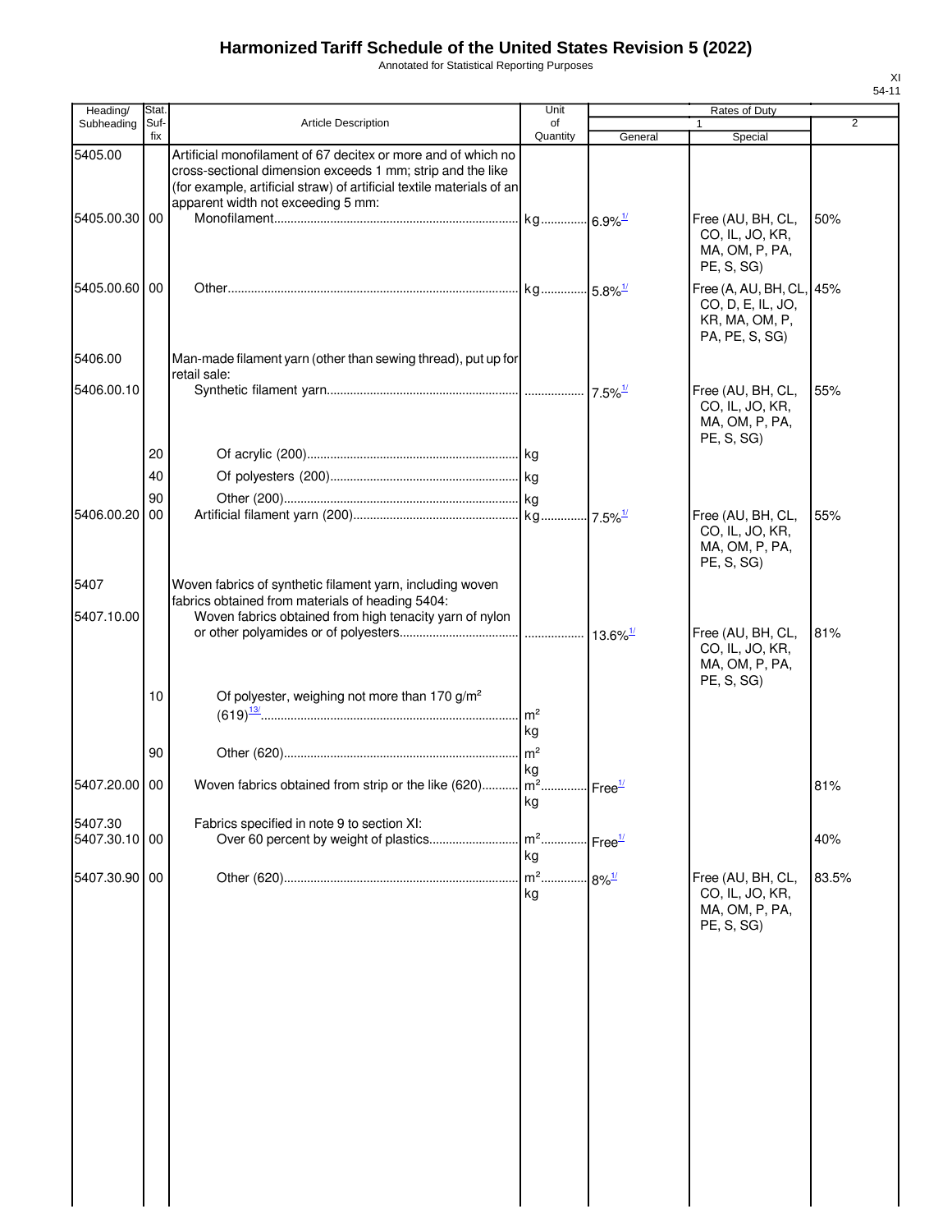# Harmonized Tariff Schedule of the United States Revision 5 (2022)

Annotated for Statistical Reporting Purposes

| Heading/ Subheading | Stat. Suffix | Article Description | Unit of Quantity | Rates of Duty 1 General | Special | 2 |
|---|---|---|---|---|---|---|
| 5405.00 | | Artificial monofilament of 67 decitex or more and of which no cross-sectional dimension exceeds 1 mm; strip and the like (for example, artificial straw) of artificial textile materials of an apparent width not exceeding 5 mm: | | | | |
| 5405.00.30 | 00 | Monofilament | kg | 6.9%[1/] | Free (AU, BH, CL, CO, IL, JO, KR, MA, OM, P, PA, PE, S, SG) | 50% |
| 5405.00.60 | 00 | Other | kg | 5.8%[1/] | Free (A, AU, BH, CL, CO, D, E, IL, JO, KR, MA, OM, P, PA, PE, S, SG) | 45% |
| 5406.00 | | Man-made filament yarn (other than sewing thread), put up for retail sale: | | | | |
| 5406.00.10 | | Synthetic filament yarn | | 7.5%[1/] | Free (AU, BH, CL, CO, IL, JO, KR, MA, OM, P, PA, PE, S, SG) | 55% |
| | 20 | Of acrylic (200) | kg | | | |
| | 40 | Of polyesters (200) | kg | | | |
| | 90 | Other (200) | kg | | | |
| 5406.00.20 | 00 | Artificial filament yarn (200) | kg | 7.5%[1/] | Free (AU, BH, CL, CO, IL, JO, KR, MA, OM, P, PA, PE, S, SG) | 55% |
| 5407 | | Woven fabrics of synthetic filament yarn, including woven fabrics obtained from materials of heading 5404: | | | | |
| 5407.10.00 | | Woven fabrics obtained from high tenacity yarn of nylon or other polyamides or of polyesters | | 13.6%[1/] | Free (AU, BH, CL, CO, IL, JO, KR, MA, OM, P, PA, PE, S, SG) | 81% |
| | 10 | Of polyester, weighing not more than 170 g/m² (619)[13/] | m² kg | | | |
| | 90 | Other (620) | m² kg | | | |
| 5407.20.00 | 00 | Woven fabrics obtained from strip or the like (620) | m² kg | Free[1/] | | 81% |
| 5407.30 | | Fabrics specified in note 9 to section XI: | | | | |
| 5407.30.10 | 00 | Over 60 percent by weight of plastics | m² kg | Free[1/] | | 40% |
| 5407.30.90 | 00 | Other (620) | m² kg | 8%[1/] | Free (AU, BH, CL, CO, IL, JO, KR, MA, OM, P, PA, PE, S, SG) | 83.5% |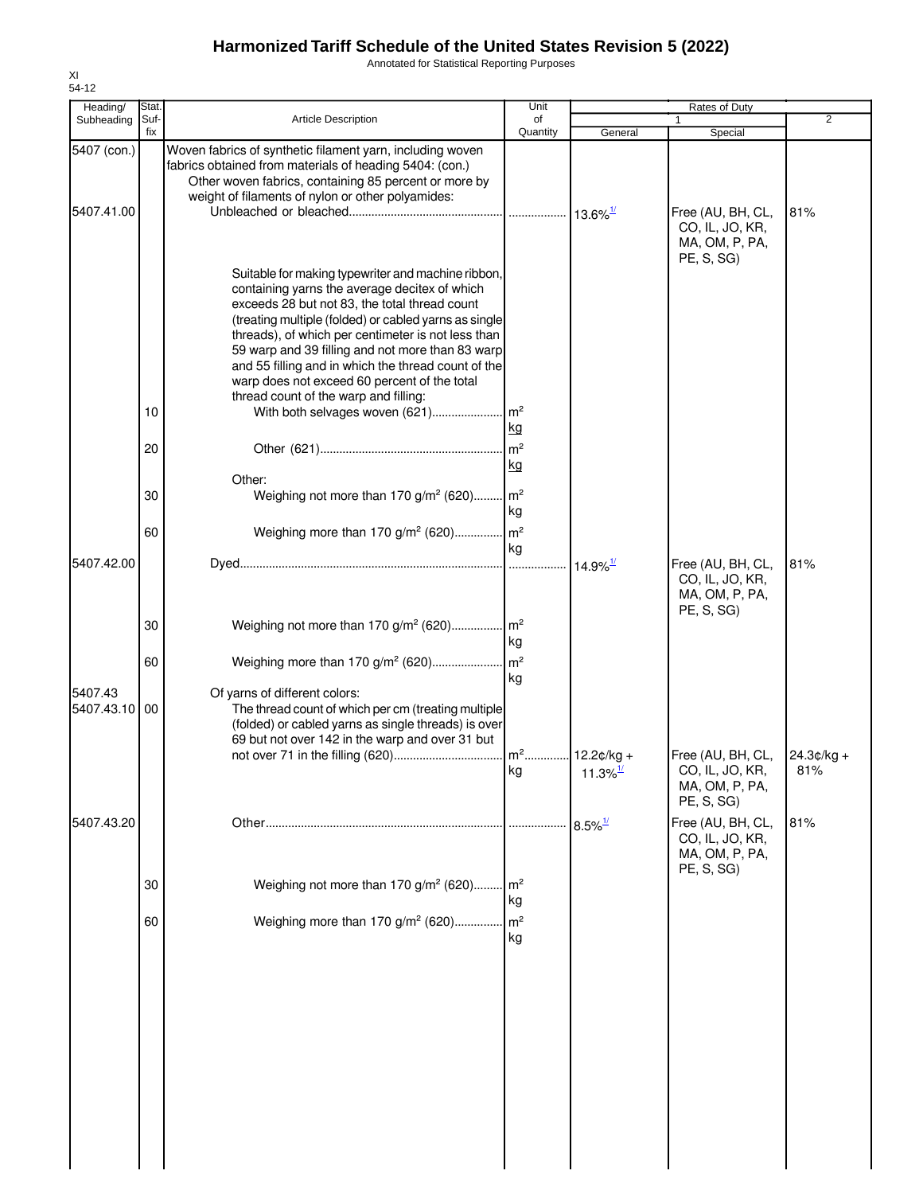# Harmonized Tariff Schedule of the United States Revision 5 (2022)

Annotated for Statistical Reporting Purposes

XI
54-12

| Heading/ Subheading | Stat. Suf- fix | Article Description | Unit of Quantity | Rates of Duty 1 General | Special | 2 |
|---|---|---|---|---|---|---|
| 5407 (con.) | | Woven fabrics of synthetic filament yarn, including woven fabrics obtained from materials of heading 5404: (con.) | | | | |
| | | Other woven fabrics, containing 85 percent or more by weight of filaments of nylon or other polyamides: | | | | |
| 5407.41.00 | | Unbleached or bleached | | 13.6%[1/] | Free (AU, BH, CL, CO, IL, JO, KR, MA, OM, P, PA, PE, S, SG) | 81% |
| | | Suitable for making typewriter and machine ribbon, containing yarns the average decitex of which exceeds 28 but not 83, the total thread count (treating multiple (folded) or cabled yarns as single threads), of which per centimeter is not less than 59 warp and 39 filling and not more than 83 warp and 55 filling and in which the thread count of the warp does not exceed 60 percent of the total thread count of the warp and filling: | | | | |
| | 10 | With both selvages woven (621) | m²<br>kg | | | |
| | 20 | Other (621) | m²<br>kg | | | |
| | | Other: | | | | |
| | 30 | Weighing not more than 170 g/m² (620) | m²<br>kg | | | |
| | 60 | Weighing more than 170 g/m² (620) | m²<br>kg | | | |
| 5407.42.00 | | Dyed | | 14.9%[1/] | Free (AU, BH, CL, CO, IL, JO, KR, MA, OM, P, PA, PE, S, SG) | 81% |
| | 30 | Weighing not more than 170 g/m² (620) | m²<br>kg | | | |
| | 60 | Weighing more than 170 g/m² (620) | m²<br>kg | | | |
| 5407.43 | | Of yarns of different colors: | | | | |
| 5407.43.10 | 00 | The thread count of which per cm (treating multiple (folded) or cabled yarns as single threads) is over 69 but not over 142 in the warp and over 31 but not over 71 in the filling (620) | m²<br>kg | 12.2¢/kg + 11.3%[1/] | Free (AU, BH, CL, CO, IL, JO, KR, MA, OM, P, PA, PE, S, SG) | 24.3¢/kg + 81% |
| 5407.43.20 | | Other | | 8.5%[1/] | Free (AU, BH, CL, CO, IL, JO, KR, MA, OM, P, PA, PE, S, SG) | 81% |
| | 30 | Weighing not more than 170 g/m² (620) | m²<br>kg | | | |
| | 60 | Weighing more than 170 g/m² (620) | m²<br>kg | | | |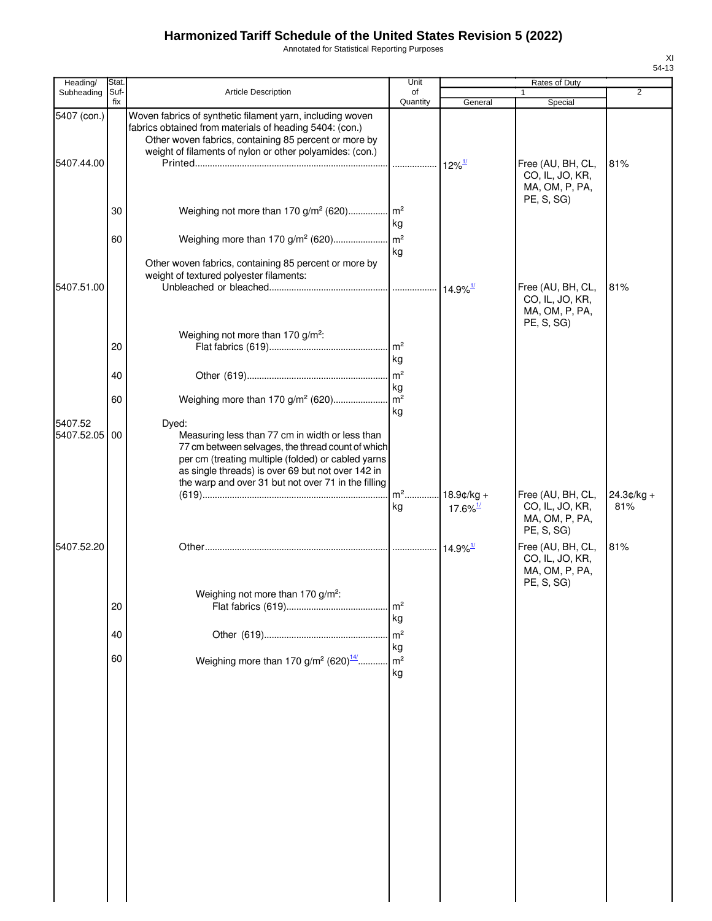# Harmonized Tariff Schedule of the United States Revision 5 (2022)

Annotated for Statistical Reporting Purposes

| Heading/ Subheading | Stat. Suf- fix | Article Description | Unit of Quantity | Rates of Duty 1 General | Rates of Duty 1 Special | Rates of Duty 2 |
|---|---|---|---|---|---|---|
| 5407 (con.) | | Woven fabrics of synthetic filament yarn, including woven fabrics obtained from materials of heading 5404: (con.) | | | | |
| | | Other woven fabrics, containing 85 percent or more by weight of filaments of nylon or other polyamides: (con.) | | | | |
| 5407.44.00 | | Printed | | 12%[1/] | Free (AU, BH, CL, CO, IL, JO, KR, MA, OM, P, PA, PE, S, SG) | 81% |
| | 30 | Weighing not more than 170 g/m² (620) | m² kg | | | |
| | 60 | Weighing more than 170 g/m² (620) | m² kg | | | |
| | | Other woven fabrics, containing 85 percent or more by weight of textured polyester filaments: | | | | |
| 5407.51.00 | | Unbleached or bleached | | 14.9%[1/] | Free (AU, BH, CL, CO, IL, JO, KR, MA, OM, P, PA, PE, S, SG) | 81% |
| | | Weighing not more than 170 g/m²: | | | | |
| | 20 | Flat fabrics (619) | m² kg | | | |
| | 40 | Other (619) | m² kg | | | |
| | 60 | Weighing more than 170 g/m² (620) | m² kg | | | |
| 5407.52 | | Dyed: | | | | |
| 5407.52.05 | 00 | Measuring less than 77 cm in width or less than 77 cm between selvages, the thread count of which per cm (treating multiple (folded) or cabled yarns as single threads) is over 69 but not over 142 in the warp and over 31 but not over 71 in the filling (619) | m² kg | 18.9¢/kg + 17.6%[1/] | Free (AU, BH, CL, CO, IL, JO, KR, MA, OM, P, PA, PE, S, SG) | 24.3¢/kg + 81% |
| 5407.52.20 | | Other | | 14.9%[1/] | Free (AU, BH, CL, CO, IL, JO, KR, MA, OM, P, PA, PE, S, SG) | 81% |
| | | Weighing not more than 170 g/m²: | | | | |
| | 20 | Flat fabrics (619) | m² kg | | | |
| | 40 | Other (619) | m² kg | | | |
| | 60 | Weighing more than 170 g/m² (620)[14/] | m² kg | | | |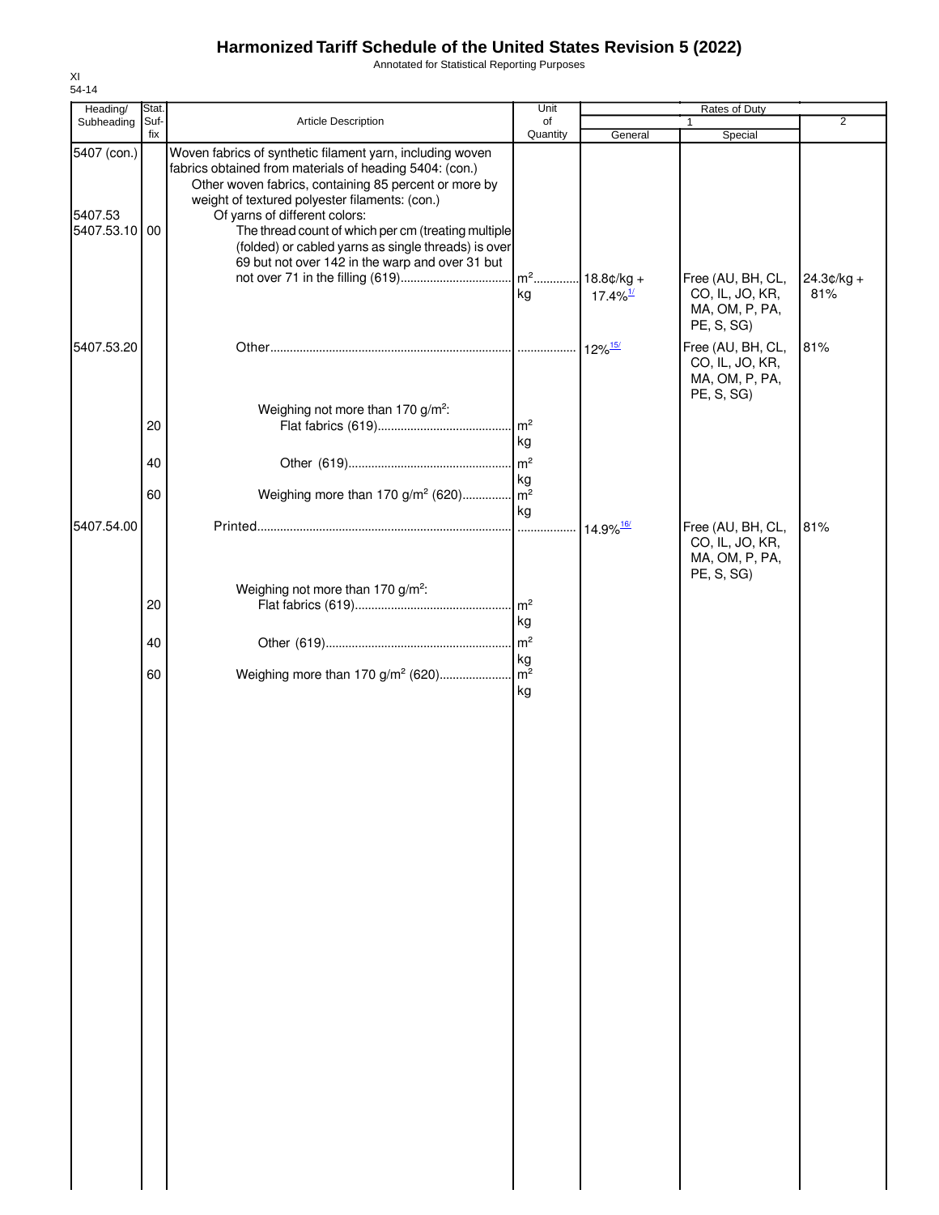# Harmonized Tariff Schedule of the United States Revision 5 (2022)

Annotated for Statistical Reporting Purposes

XI
54-14

| Heading/ Subheading | Stat. Suf- fix | Article Description | Unit of Quantity | Rates of Duty 1 General | Special | 2 |
|---|---|---|---|---|---|---|
| 5407 (con.) | | Woven fabrics of synthetic filament yarn, including woven fabrics obtained from materials of heading 5404: (con.) | | | | |
| | | Other woven fabrics, containing 85 percent or more by weight of textured polyester filaments: (con.) | | | | |
| 5407.53 | | Of yarns of different colors: | | | | |
| 5407.53.10 | 00 | The thread count of which per cm (treating multiple (folded) or cabled yarns as single threads) is over 69 but not over 142 in the warp and over 31 but not over 71 in the filling (619) | m²<br>kg | 18.8¢/kg + 17.4%[1/] | Free (AU, BH, CL, CO, IL, JO, KR, MA, OM, P, PA, PE, S, SG) | 24.3¢/kg + 81% |
| 5407.53.20 | | Other | | 12%[15/] | Free (AU, BH, CL, CO, IL, JO, KR, MA, OM, P, PA, PE, S, SG) | 81% |
| | | Weighing not more than 170 g/m²: | | | | |
| | 20 | Flat fabrics (619) | m²<br>kg | | | |
| | 40 | Other (619) | m²<br>kg | | | |
| | 60 | Weighing more than 170 g/m² (620) | m²<br>kg | | | |
| 5407.54.00 | | Printed | | 14.9%[16/] | Free (AU, BH, CL, CO, IL, JO, KR, MA, OM, P, PA, PE, S, SG) | 81% |
| | | Weighing not more than 170 g/m²: | | | | |
| | 20 | Flat fabrics (619) | m²<br>kg | | | |
| | 40 | Other (619) | m²<br>kg | | | |
| | 60 | Weighing more than 170 g/m² (620) | m²<br>kg | | | |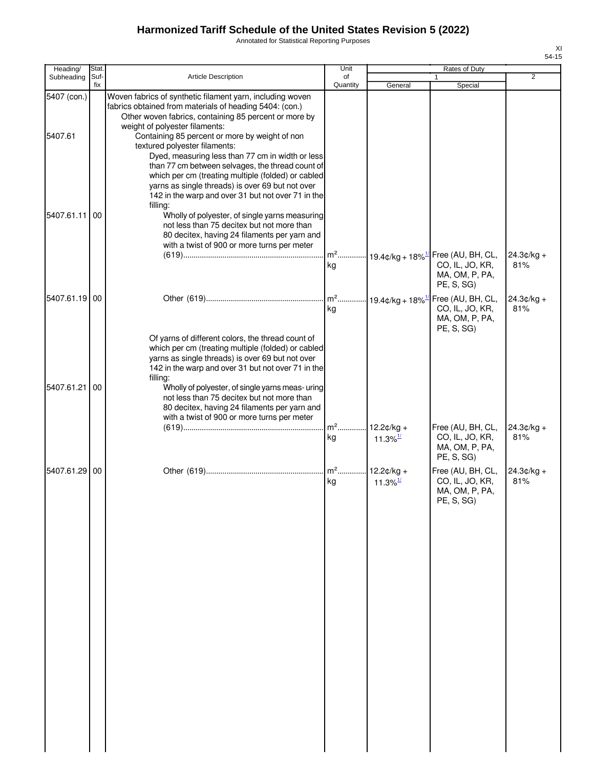# Harmonized Tariff Schedule of the United States Revision 5 (2022)

Annotated for Statistical Reporting Purposes

XI
54-15

| Heading/ Subheading | Stat. Suf- fix | Article Description | Unit of Quantity | Rates of Duty 1 General | Special | 2 |
|---|---|---|---|---|---|---|
| 5407 (con.) | | Woven fabrics of synthetic filament yarn, including woven fabrics obtained from materials of heading 5404: (con.) | | | | |
| | | Other woven fabrics, containing 85 percent or more by weight of polyester filaments: | | | | |
| 5407.61 | | Containing 85 percent or more by weight of non textured polyester filaments: | | | | |
| | | Dyed, measuring less than 77 cm in width or less than 77 cm between selvages, the thread count of which per cm (treating multiple (folded) or cabled yarns as single threads) is over 69 but not over 142 in the warp and over 31 but not over 71 in the filling: | | | | |
| 5407.61.11 | 00 | Wholly of polyester, of single yarns measuring not less than 75 decitex but not more than 80 decitex, having 24 filaments per yarn and with a twist of 900 or more turns per meter (619) | $m^2$ kg | 19.4¢/kg + 18%[1/] | Free (AU, BH, CL, CO, IL, JO, KR, MA, OM, P, PA, PE, S, SG) | 24.3¢/kg + 81% |
| 5407.61.19 | 00 | Other (619) | $m^2$ kg | 19.4¢/kg + 18%[1/] | Free (AU, BH, CL, CO, IL, JO, KR, MA, OM, P, PA, PE, S, SG) | 24.3¢/kg + 81% |
| | | Of yarns of different colors, the thread count of which per cm (treating multiple (folded) or cabled yarns as single threads) is over 69 but not over 142 in the warp and over 31 but not over 71 in the filling: | | | | |
| 5407.61.21 | 00 | Wholly of polyester, of single yarns measuring not less than 75 decitex but not more than 80 decitex, having 24 filaments per yarn and with a twist of 900 or more turns per meter (619) | $m^2$ kg | 12.2¢/kg + 11.3%[1/] | Free (AU, BH, CL, CO, IL, JO, KR, MA, OM, P, PA, PE, S, SG) | 24.3¢/kg + 81% |
| 5407.61.29 | 00 | Other (619) | $m^2$ kg | 12.2¢/kg + 11.3%[1/] | Free (AU, BH, CL, CO, IL, JO, KR, MA, OM, P, PA, PE, S, SG) | 24.3¢/kg + 81% |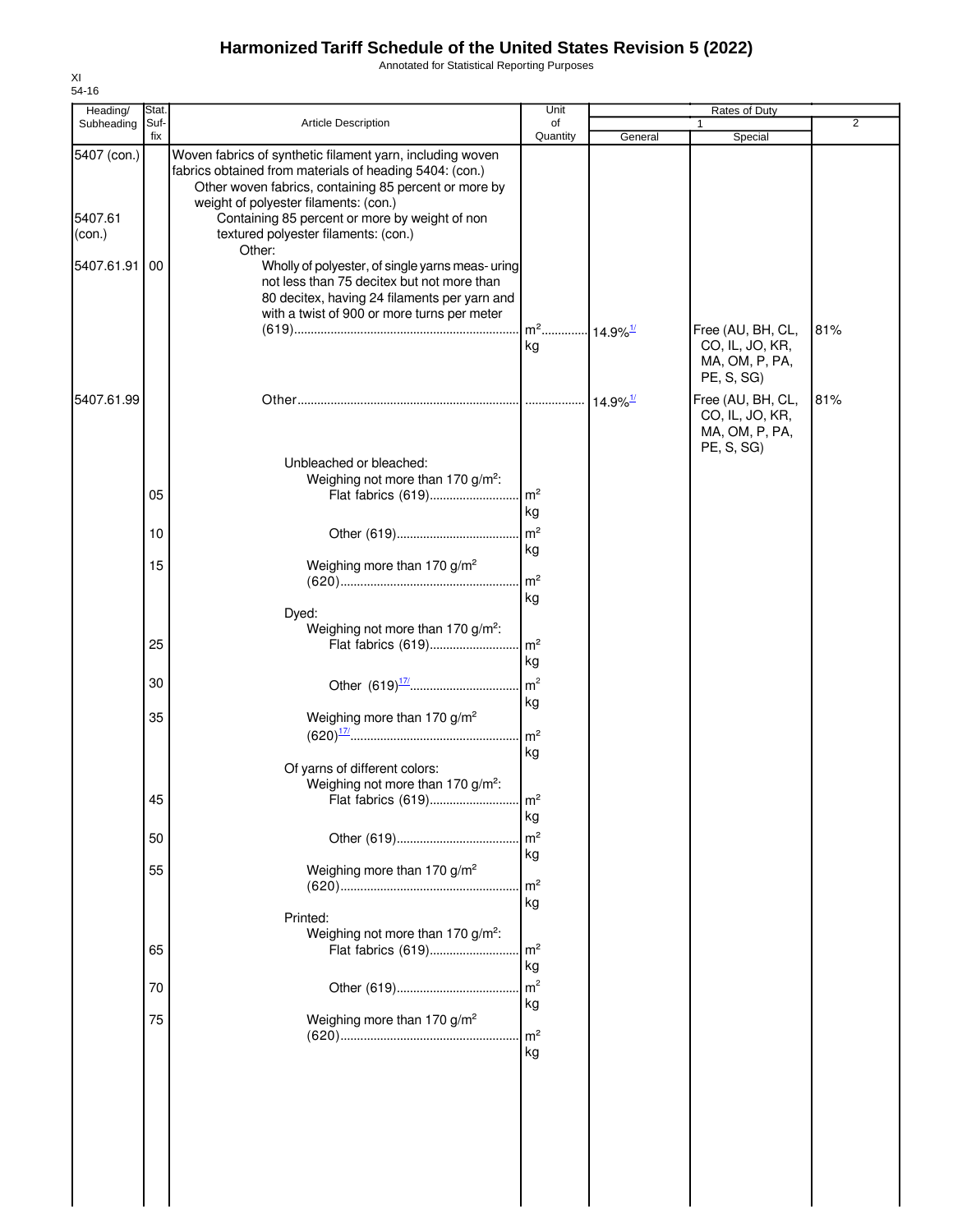# Harmonized Tariff Schedule of the United States Revision 5 (2022)

Annotated for Statistical Reporting Purposes

XI
54-16

| Heading/ Subheading | Stat. Suf- fix | Article Description | Unit of Quantity | Rates of Duty 1 General | Special | 2 |
|---|---|---|---|---|---|---|
| 5407 (con.) | | Woven fabrics of synthetic filament yarn, including woven fabrics obtained from materials of heading 5404: (con.) | | | | |
| | | Other woven fabrics, containing 85 percent or more by weight of polyester filaments: (con.) | | | | |
| 5407.61 (con.) | | Containing 85 percent or more by weight of non textured polyester filaments: (con.) | | | | |
| | | Other: | | | | |
| 5407.61.91 | 00 | Wholly of polyester, of single yarns meas- uring not less than 75 decitex but not more than 80 decitex, having 24 filaments per yarn and with a twist of 900 or more turns per meter (619) | m²<br>kg | 14.9%[1/] | Free (AU, BH, CL, CO, IL, JO, KR, MA, OM, P, PA, PE, S, SG) | 81% |
| 5407.61.99 | | Other | | 14.9%[1/] | Free (AU, BH, CL, CO, IL, JO, KR, MA, OM, P, PA, PE, S, SG) | 81% |
| | | Unbleached or bleached: | | | | |
| | | Weighing not more than 170 g/m²: | | | | |
| | 05 | Flat fabrics (619) | m²<br>kg | | | |
| | 10 | Other (619) | m²<br>kg | | | |
| | 15 | Weighing more than 170 g/m² (620) | m²<br>kg | | | |
| | | Dyed: | | | | |
| | | Weighing not more than 170 g/m²: | | | | |
| | 25 | Flat fabrics (619) | m²<br>kg | | | |
| | 30 | Other (619)[17/] | m²<br>kg | | | |
| | 35 | Weighing more than 170 g/m² (620)[17/] | m²<br>kg | | | |
| | | Of yarns of different colors: | | | | |
| | | Weighing not more than 170 g/m²: | | | | |
| | 45 | Flat fabrics (619) | m²<br>kg | | | |
| | 50 | Other (619) | m²<br>kg | | | |
| | 55 | Weighing more than 170 g/m² (620) | m²<br>kg | | | |
| | | Printed: | | | | |
| | | Weighing not more than 170 g/m²: | | | | |
| | 65 | Flat fabrics (619) | m²<br>kg | | | |
| | 70 | Other (619) | m²<br>kg | | | |
| | 75 | Weighing more than 170 g/m² (620) | m²<br>kg | | | |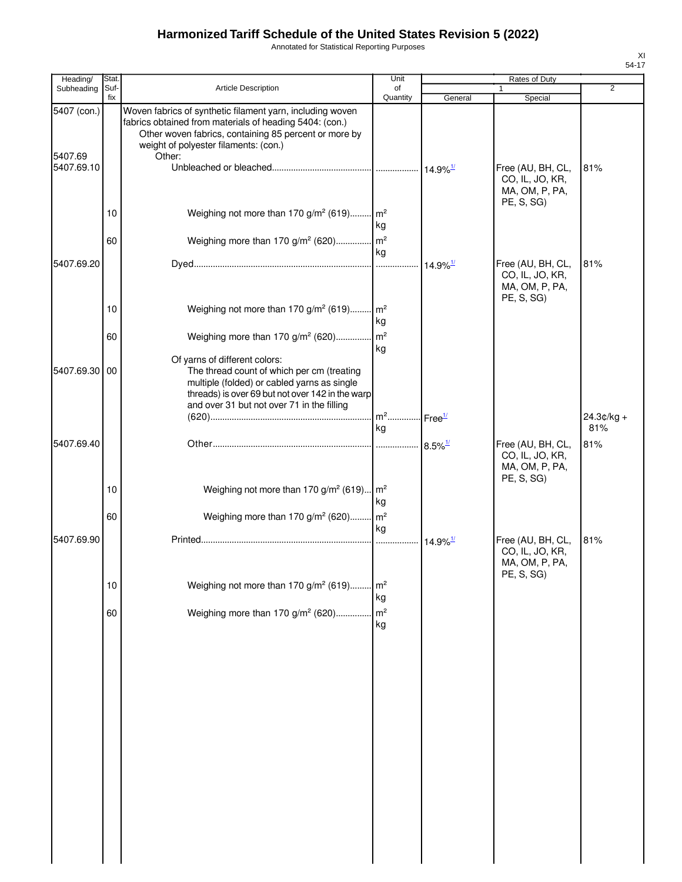# Harmonized Tariff Schedule of the United States Revision 5 (2022)

Annotated for Statistical Reporting Purposes

| Heading/ Subheading | Stat. Suf- fix | Article Description | Unit of Quantity | Rates of Duty 1 General | Rates of Duty 1 Special | Rates of Duty 2 |
|---|---|---|---|---|---|---|
| 5407 (con.) | | Woven fabrics of synthetic filament yarn, including woven fabrics obtained from materials of heading 5404: (con.) | | | | |
| | | Other woven fabrics, containing 85 percent or more by weight of polyester filaments: (con.) | | | | |
| 5407.69 | | Other: | | | | |
| 5407.69.10 | | Unbleached or bleached | | 14.9%[1/] | Free (AU, BH, CL, CO, IL, JO, KR, MA, OM, P, PA, PE, S, SG) | 81% |
| | 10 | Weighing not more than 170 g/m² (619) | m² kg | | | |
| | 60 | Weighing more than 170 g/m² (620) | m² kg | | | |
| 5407.69.20 | | Dyed | | 14.9%[1/] | Free (AU, BH, CL, CO, IL, JO, KR, MA, OM, P, PA, PE, S, SG) | 81% |
| | 10 | Weighing not more than 170 g/m² (619) | m² kg | | | |
| | 60 | Weighing more than 170 g/m² (620) | m² kg | | | |
| | | Of yarns of different colors: | | | | |
| 5407.69.30 | 00 | The thread count of which per cm (treating multiple (folded) or cabled yarns as single threads) is over 69 but not over 142 in the warp and over 31 but not over 71 in the filling (620) | m² kg | Free[1/] | | 24.3¢/kg + 81% |
| 5407.69.40 | | Other | | 8.5%[1/] | Free (AU, BH, CL, CO, IL, JO, KR, MA, OM, P, PA, PE, S, SG) | 81% |
| | 10 | Weighing not more than 170 g/m² (619) | m² kg | | | |
| | 60 | Weighing more than 170 g/m² (620) | m² kg | | | |
| 5407.69.90 | | Printed | | 14.9%[1/] | Free (AU, BH, CL, CO, IL, JO, KR, MA, OM, P, PA, PE, S, SG) | 81% |
| | 10 | Weighing not more than 170 g/m² (619) | m² kg | | | |
| | 60 | Weighing more than 170 g/m² (620) | m² kg | | | |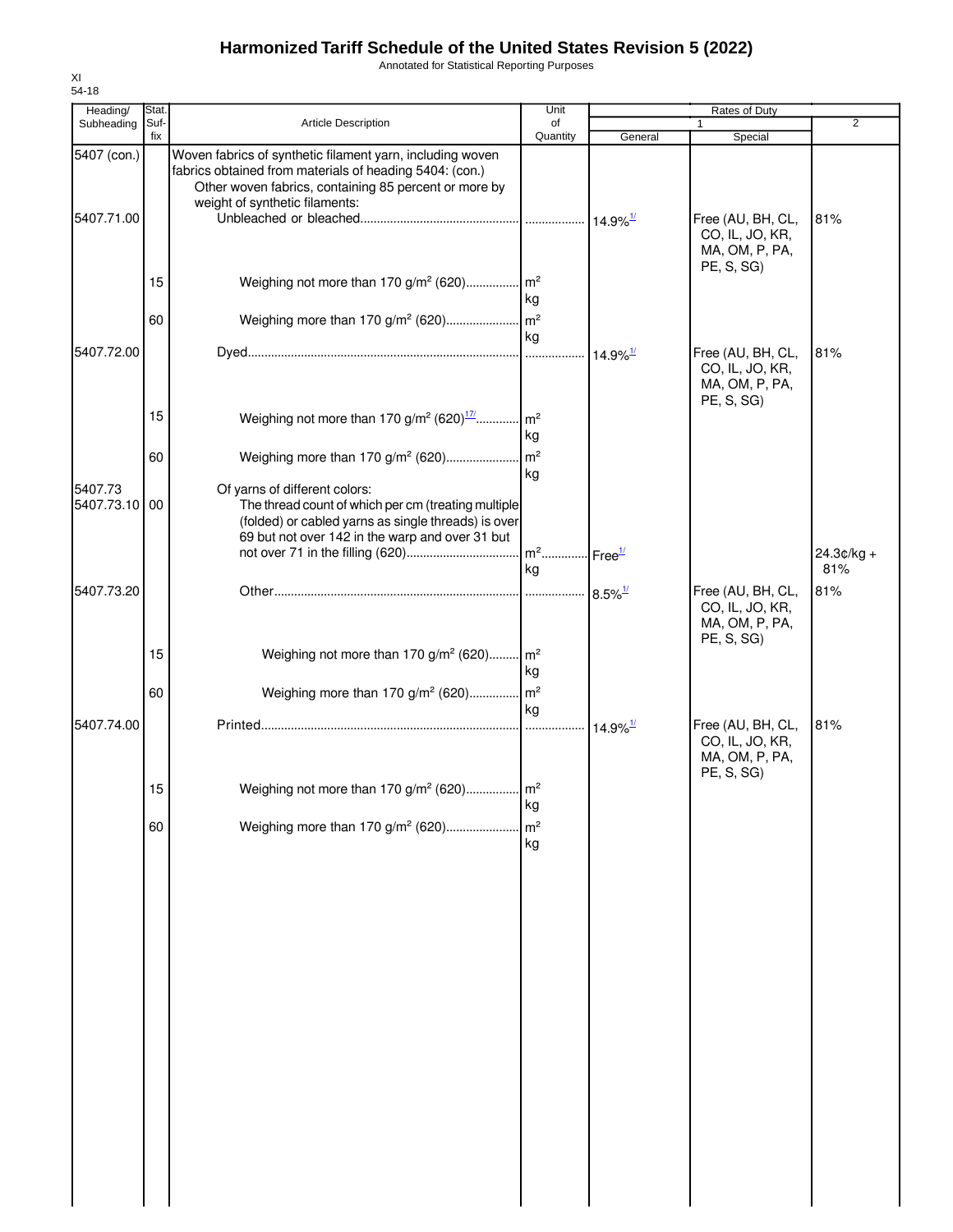# Harmonized Tariff Schedule of the United States Revision 5 (2022)

Annotated for Statistical Reporting Purposes

| Heading/ Subheading | Stat. Suf- fix | Article Description | Unit of Quantity | Rates of Duty 1 General | Special | 2 |
|---|---|---|---|---|---|---|
| 5407 (con.) | | Woven fabrics of synthetic filament yarn, including woven fabrics obtained from materials of heading 5404: (con.) | | | | |
| | | Other woven fabrics, containing 85 percent or more by weight of synthetic filaments: | | | | |
| 5407.71.00 | | Unbleached or bleached | | 14.9%[1/] | Free (AU, BH, CL, CO, IL, JO, KR, MA, OM, P, PA, PE, S, SG) | 81% |
| | 15 | Weighing not more than 170 g/m² (620) | m² kg | | | |
| | 60 | Weighing more than 170 g/m² (620) | m² kg | | | |
| 5407.72.00 | | Dyed | | 14.9%[1/] | Free (AU, BH, CL, CO, IL, JO, KR, MA, OM, P, PA, PE, S, SG) | 81% |
| | 15 | Weighing not more than 170 g/m² (620)[17/] | m² kg | | | |
| | 60 | Weighing more than 170 g/m² (620) | m² kg | | | |
| 5407.73 | | Of yarns of different colors: | | | | |
| 5407.73.10 | 00 | The thread count of which per cm (treating multiple (folded) or cabled yarns as single threads) is over 69 but not over 142 in the warp and over 31 but not over 71 in the filling (620) | m² kg | Free[1/] | | 24.3¢/kg + 81% |
| 5407.73.20 | | Other | | 8.5%[1/] | Free (AU, BH, CL, CO, IL, JO, KR, MA, OM, P, PA, PE, S, SG) | 81% |
| | 15 | Weighing not more than 170 g/m² (620) | m² kg | | | |
| | 60 | Weighing more than 170 g/m² (620) | m² kg | | | |
| 5407.74.00 | | Printed | | 14.9%[1/] | Free (AU, BH, CL, CO, IL, JO, KR, MA, OM, P, PA, PE, S, SG) | 81% |
| | 15 | Weighing not more than 170 g/m² (620) | m² kg | | | |
| | 60 | Weighing more than 170 g/m² (620) | m² kg | | | |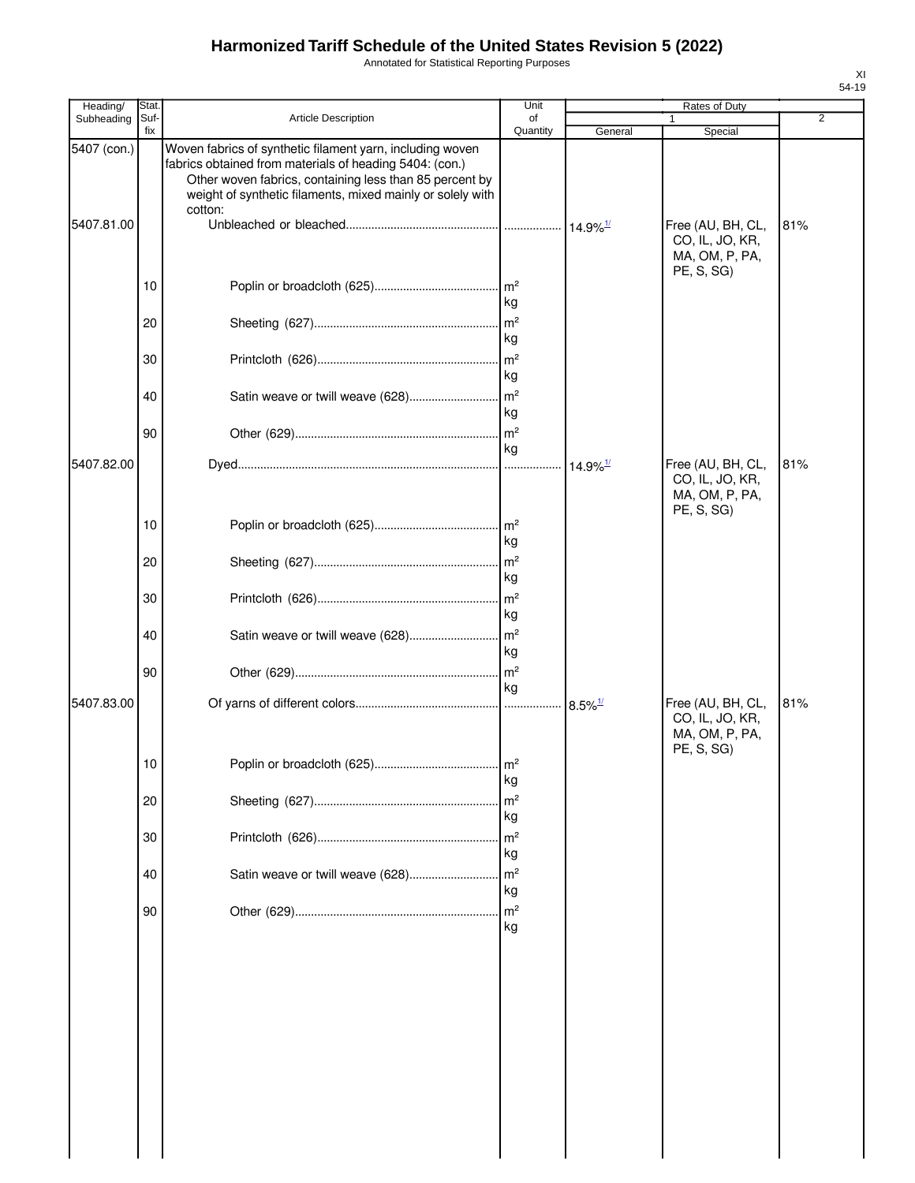# Harmonized Tariff Schedule of the United States Revision 5 (2022)

Annotated for Statistical Reporting Purposes

| Heading/ Subheading | Stat. Suf- fix | Article Description | Unit of Quantity | Rates of Duty 1 General | Rates of Duty 1 Special | Rates of Duty 2 |
|---|---|---|---|---|---|---|
| 5407 (con.) | | Woven fabrics of synthetic filament yarn, including woven fabrics obtained from materials of heading 5404: (con.) | | | | |
| | | Other woven fabrics, containing less than 85 percent by weight of synthetic filaments, mixed mainly or solely with cotton: | | | | |
| 5407.81.00 | | Unbleached or bleached | | 14.9%[1/] | Free (AU, BH, CL, CO, IL, JO, KR, MA, OM, P, PA, PE, S, SG) | 81% |
| | 10 | Poplin or broadcloth (625) | m², kg | | | |
| | 20 | Sheeting (627) | m², kg | | | |
| | 30 | Printcloth (626) | m², kg | | | |
| | 40 | Satin weave or twill weave (628) | m², kg | | | |
| | 90 | Other (629) | m², kg | | | |
| 5407.82.00 | | Dyed | | 14.9%[1/] | Free (AU, BH, CL, CO, IL, JO, KR, MA, OM, P, PA, PE, S, SG) | 81% |
| | 10 | Poplin or broadcloth (625) | m², kg | | | |
| | 20 | Sheeting (627) | m², kg | | | |
| | 30 | Printcloth (626) | m², kg | | | |
| | 40 | Satin weave or twill weave (628) | m², kg | | | |
| | 90 | Other (629) | m², kg | | | |
| 5407.83.00 | | Of yarns of different colors | | 8.5%[1/] | Free (AU, BH, CL, CO, IL, JO, KR, MA, OM, P, PA, PE, S, SG) | 81% |
| | 10 | Poplin or broadcloth (625) | m², kg | | | |
| | 20 | Sheeting (627) | m², kg | | | |
| | 30 | Printcloth (626) | m², kg | | | |
| | 40 | Satin weave or twill weave (628) | m², kg | | | |
| | 90 | Other (629) | m², kg | | | |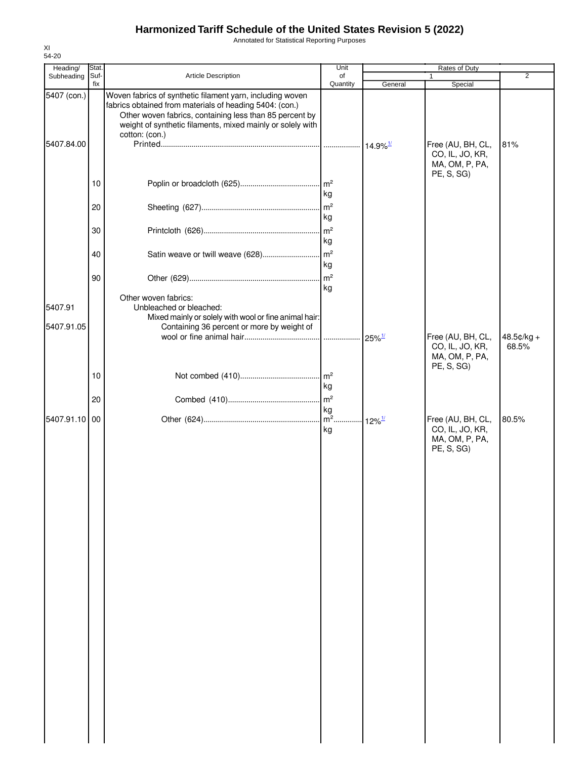# Harmonized Tariff Schedule of the United States Revision 5 (2022)

Annotated for Statistical Reporting Purposes

XI
54-20

| Heading/ Subheading | Stat. Suf- fix | Article Description | Unit of Quantity | Rates of Duty 1 General | Special | 2 |
|---|---|---|---|---|---|---|
| 5407 (con.) | | Woven fabrics of synthetic filament yarn, including woven fabrics obtained from materials of heading 5404: (con.) | | | | |
| | | Other woven fabrics, containing less than 85 percent by weight of synthetic filaments, mixed mainly or solely with cotton: (con.) | | | | |
| 5407.84.00 | | Printed | | 14.9%[1/] | Free (AU, BH, CL, CO, IL, JO, KR, MA, OM, P, PA, PE, S, SG) | 81% |
| | 10 | Poplin or broadcloth (625) | m² kg | | | |
| | 20 | Sheeting (627) | m² kg | | | |
| | 30 | Printcloth (626) | m² kg | | | |
| | 40 | Satin weave or twill weave (628) | m² kg | | | |
| | 90 | Other (629) | m² kg | | | |
| | | Other woven fabrics: | | | | |
| 5407.91 | | Unbleached or bleached: | | | | |
| | | Mixed mainly or solely with wool or fine animal hair: | | | | |
| 5407.91.05 | | Containing 36 percent or more by weight of wool or fine animal hair | | 25%[1/] | Free (AU, BH, CL, CO, IL, JO, KR, MA, OM, P, PA, PE, S, SG) | 48.5¢/kg + 68.5% |
| | 10 | Not combed (410) | m² kg | | | |
| | 20 | Combed (410) | m² kg | | | |
| 5407.91.10 | 00 | Other (624) | m² kg | 12%[1/] | Free (AU, BH, CL, CO, IL, JO, KR, MA, OM, P, PA, PE, S, SG) | 80.5% |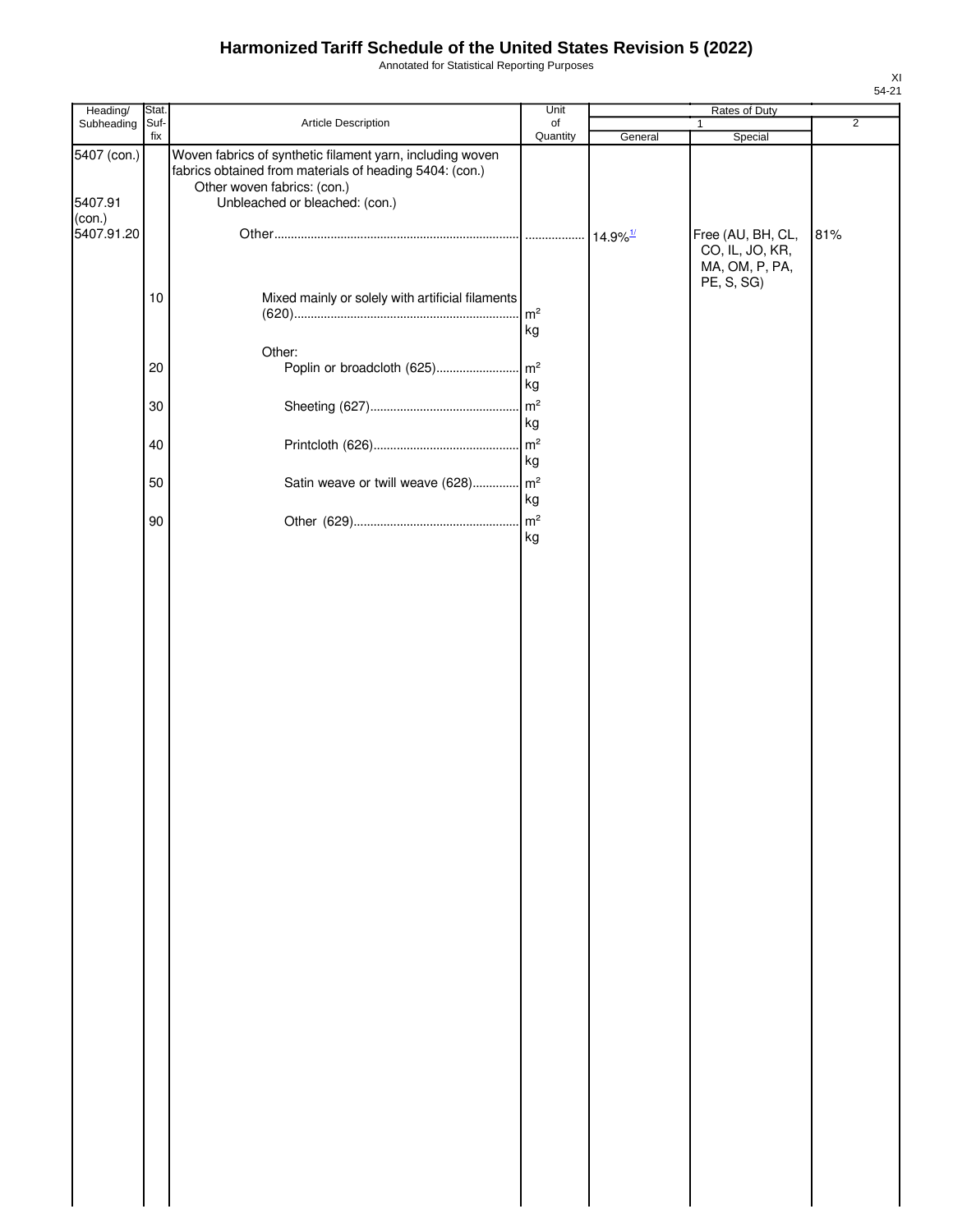# Harmonized Tariff Schedule of the United States Revision 5 (2022)

Annotated for Statistical Reporting Purposes

| Heading/ Subheading | Stat. Suf- fix | Article Description | Unit of Quantity | Rates of Duty 1 General | Special | 2 |
|---|---|---|---|---|---|---|
| 5407 (con.) | | Woven fabrics of synthetic filament yarn, including woven fabrics obtained from materials of heading 5404: (con.) | | | | |
| | | Other woven fabrics: (con.) | | | | |
| 5407.91 (con.) | | Unbleached or bleached: (con.) | | | | |
| 5407.91.20 | | Other | ............... | 14.9%[1/] | Free (AU, BH, CL, CO, IL, JO, KR, MA, OM, P, PA, PE, S, SG) | 81% |
| | 10 | Mixed mainly or solely with artificial filaments (620) | $m^2$ kg | | | |
| | | Other: | | | | |
| | 20 | Poplin or broadcloth (625) | $m^2$ kg | | | |
| | 30 | Sheeting (627) | $m^2$ kg | | | |
| | 40 | Printcloth (626) | $m^2$ kg | | | |
| | 50 | Satin weave or twill weave (628) | $m^2$ kg | | | |
| | 90 | Other (629) | $m^2$ kg | | | |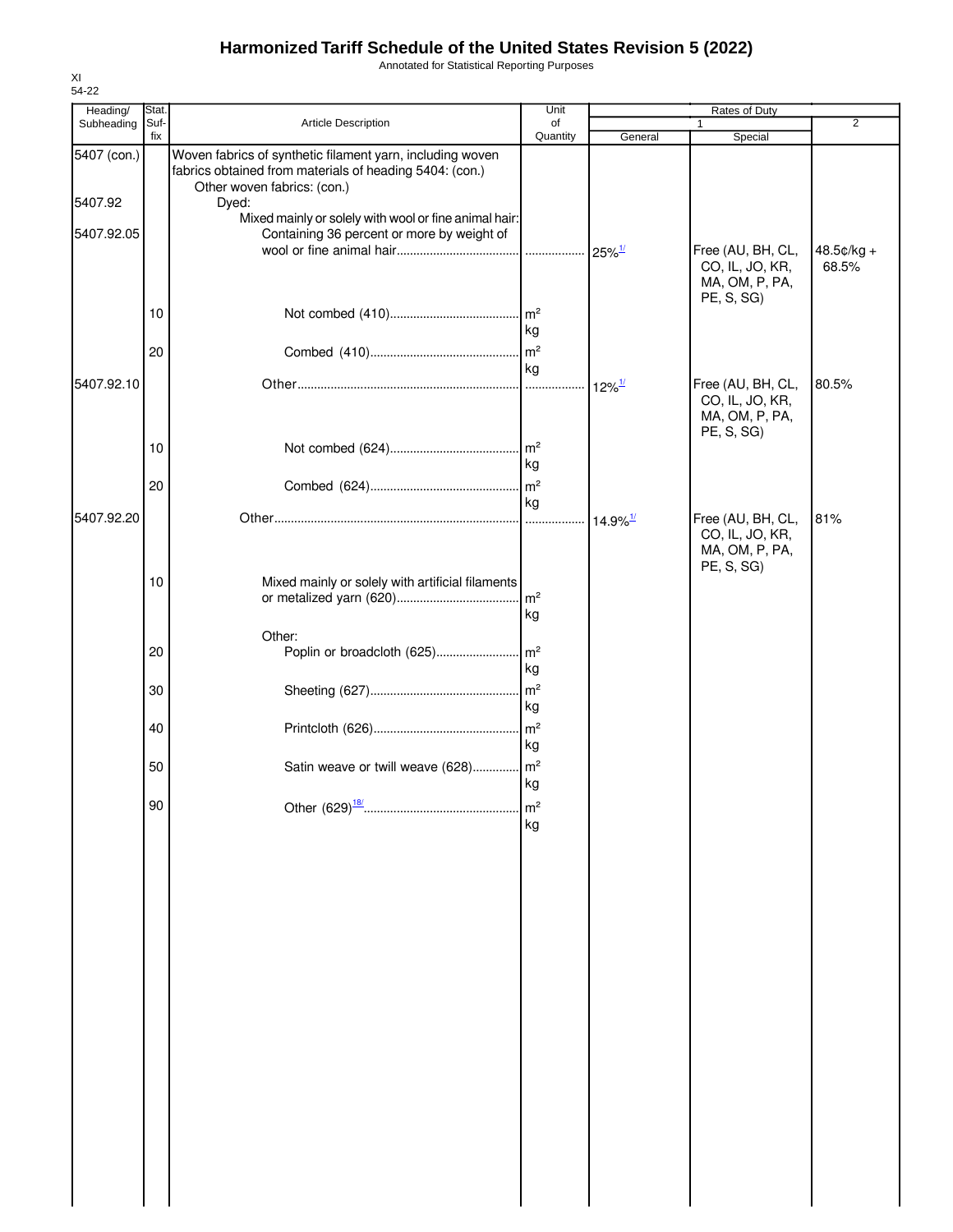# Harmonized Tariff Schedule of the United States Revision 5 (2022)

Annotated for Statistical Reporting Purposes

XI
54-22

| Heading/ Subheading | Stat. Suf- fix | Article Description | Unit of Quantity | Rates of Duty 1 General | Special | 2 |
|---|---|---|---|---|---|---|
| 5407 (con.) | | Woven fabrics of synthetic filament yarn, including woven fabrics obtained from materials of heading 5404: (con.) | | | | |
| | | Other woven fabrics: (con.) | | | | |
| 5407.92 | | Dyed: | | | | |
| | | Mixed mainly or solely with wool or fine animal hair: | | | | |
| 5407.92.05 | | Containing 36 percent or more by weight of wool or fine animal hair | | 25%[1/] | Free (AU, BH, CL, CO, IL, JO, KR, MA, OM, P, PA, PE, S, SG) | 48.5¢/kg + 68.5% |
| | 10 | Not combed (410) | m² kg | | | |
| | 20 | Combed (410) | m² kg | | | |
| 5407.92.10 | | Other | | 12%[1/] | Free (AU, BH, CL, CO, IL, JO, KR, MA, OM, P, PA, PE, S, SG) | 80.5% |
| | 10 | Not combed (624) | m² kg | | | |
| | 20 | Combed (624) | m² kg | | | |
| 5407.92.20 | | Other | | 14.9%[1/] | Free (AU, BH, CL, CO, IL, JO, KR, MA, OM, P, PA, PE, S, SG) | 81% |
| | 10 | Mixed mainly or solely with artificial filaments or metalized yarn (620) | m² kg | | | |
| | | Other: | | | | |
| | 20 | Poplin or broadcloth (625) | m² kg | | | |
| | 30 | Sheeting (627) | m² kg | | | |
| | 40 | Printcloth (626) | m² kg | | | |
| | 50 | Satin weave or twill weave (628) | m² kg | | | |
| | 90 | Other (629)[18/] | m² kg | | | |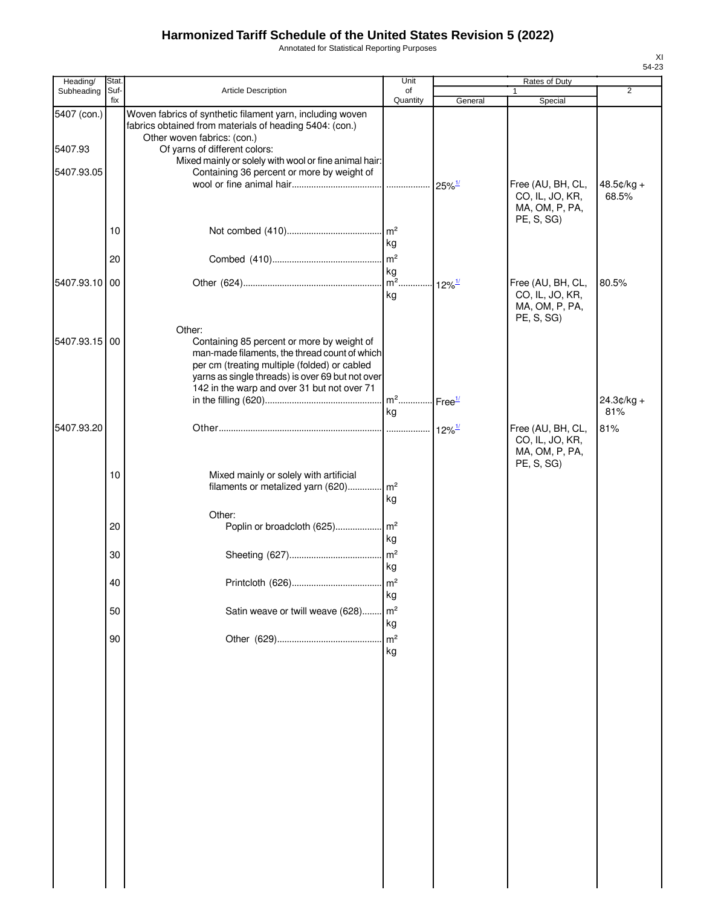# Harmonized Tariff Schedule of the United States Revision 5 (2022)

Annotated for Statistical Reporting Purposes

| Heading/ Subheading | Stat. Suf- fix | Article Description | Unit of Quantity | Rates of Duty 1 General | Rates of Duty 1 Special | Rates of Duty 2 |
|---|---|---|---|---|---|---|
| 5407 (con.) | | Woven fabrics of synthetic filament yarn, including woven fabrics obtained from materials of heading 5404: (con.) | | | | |
| | | Other woven fabrics: (con.) | | | | |
| 5407.93 | | Of yarns of different colors: | | | | |
| | | Mixed mainly or solely with wool or fine animal hair: | | | | |
| 5407.93.05 | | Containing 36 percent or more by weight of wool or fine animal hair | ................. | 25%[1/] | Free (AU, BH, CL, CO, IL, JO, KR, MA, OM, P, PA, PE, S, SG) | 48.5¢/kg + 68.5% |
| | 10 | Not combed (410) | m² kg | | | |
| | 20 | Combed (410) | m² kg | | | |
| 5407.93.10 | 00 | Other (624) | m² kg | 12%[1/] | Free (AU, BH, CL, CO, IL, JO, KR, MA, OM, P, PA, PE, S, SG) | 80.5% |
| | | Other: | | | | |
| 5407.93.15 | 00 | Containing 85 percent or more by weight of man-made filaments, the thread count of which per cm (treating multiple (folded) or cabled yarns as single threads) is over 69 but not over 142 in the warp and over 31 but not over 71 in the filling (620) | m² kg | Free[1/] | | 24.3¢/kg + 81% |
| 5407.93.20 | | Other | ................. | 12%[1/] | Free (AU, BH, CL, CO, IL, JO, KR, MA, OM, P, PA, PE, S, SG) | 81% |
| | 10 | Mixed mainly or solely with artificial filaments or metalized yarn (620) | m² kg | | | |
| | | Other: | | | | |
| | 20 | Poplin or broadcloth (625) | m² kg | | | |
| | 30 | Sheeting (627) | m² kg | | | |
| | 40 | Printcloth (626) | m² kg | | | |
| | 50 | Satin weave or twill weave (628) | m² kg | | | |
| | 90 | Other (629) | m² kg | | | |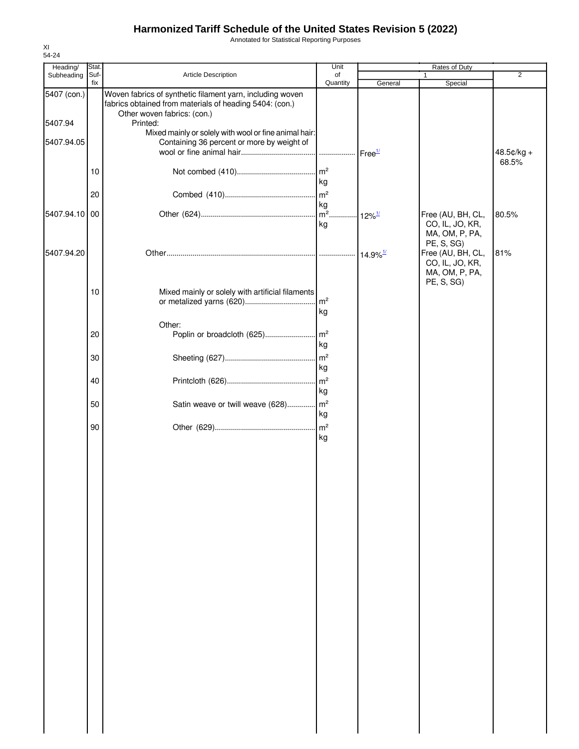# Harmonized Tariff Schedule of the United States Revision 5 (2022)

Annotated for Statistical Reporting Purposes

XI
54-24

| Heading/ Subheading | Stat. Suf- fix | Article Description | Unit of Quantity | Rates of Duty | | |
|---|---|---|---|---|---|---|
| | | | | 1 | | 2 |
| | | | | General | Special | |
| 5407 (con.) | | Woven fabrics of synthetic filament yarn, including woven fabrics obtained from materials of heading 5404: (con.) | | | | |
| | | Other woven fabrics: (con.) | | | | |
| 5407.94 | | Printed: | | | | |
| | | Mixed mainly or solely with wool or fine animal hair: | | | | |
| 5407.94.05 | | Containing 36 percent or more by weight of wool or fine animal hair | | Free[1/] | | 48.5¢/kg + 68.5% |
| | 10 | Not combed (410) | m² kg | | | |
| | 20 | Combed (410) | m² kg | | | |
| 5407.94.10 | 00 | Other (624) | m² kg | 12%[1/] | Free (AU, BH, CL, CO, IL, JO, KR, MA, OM, P, PA, PE, S, SG) | 80.5% |
| 5407.94.20 | | Other | | 14.9%[1/] | Free (AU, BH, CL, CO, IL, JO, KR, MA, OM, P, PA, PE, S, SG) | 81% |
| | 10 | Mixed mainly or solely with artificial filaments or metalized yarns (620) | m² kg | | | |
| | | Other: | | | | |
| | 20 | Poplin or broadcloth (625) | m² kg | | | |
| | 30 | Sheeting (627) | m² kg | | | |
| | 40 | Printcloth (626) | m² kg | | | |
| | 50 | Satin weave or twill weave (628) | m² kg | | | |
| | 90 | Other (629) | m² kg | | | |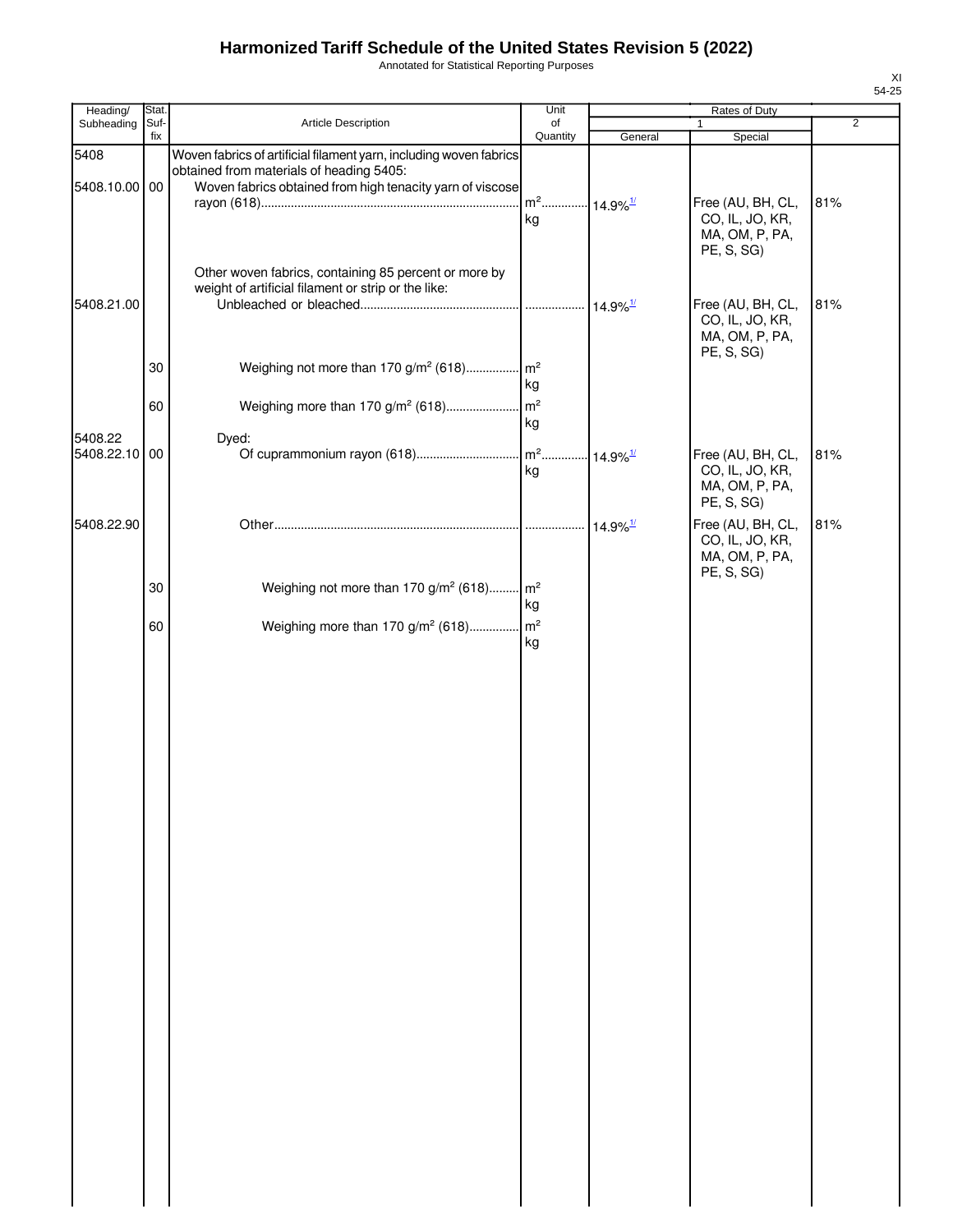# Harmonized Tariff Schedule of the United States Revision 5 (2022)

Annotated for Statistical Reporting Purposes

XI
54-25

| Heading/ Subheading | Stat. Suf- fix | Article Description | Unit of Quantity | Rates of Duty 1 General | Special | 2 |
|---|---|---|---|---|---|---|
| 5408 | | Woven fabrics of artificial filament yarn, including woven fabrics obtained from materials of heading 5405: | | | | |
| 5408.10.00 | 00 | Woven fabrics obtained from high tenacity yarn of viscose rayon (618) | m²<br>kg | 14.9%[1/] | Free (AU, BH, CL, CO, IL, JO, KR, MA, OM, P, PA, PE, S, SG) | 81% |
| | | Other woven fabrics, containing 85 percent or more by weight of artificial filament or strip or the like: | | | | |
| 5408.21.00 | | Unbleached or bleached | | 14.9%[1/] | Free (AU, BH, CL, CO, IL, JO, KR, MA, OM, P, PA, PE, S, SG) | 81% |
| | 30 | Weighing not more than 170 g/m² (618) | m²<br>kg | | | |
| | 60 | Weighing more than 170 g/m² (618) | m²<br>kg | | | |
| 5408.22 | | Dyed: | | | | |
| 5408.22.10 | 00 | Of cuprammonium rayon (618) | m²<br>kg | 14.9%[1/] | Free (AU, BH, CL, CO, IL, JO, KR, MA, OM, P, PA, PE, S, SG) | 81% |
| 5408.22.90 | | Other | | 14.9%[1/] | Free (AU, BH, CL, CO, IL, JO, KR, MA, OM, P, PA, PE, S, SG) | 81% |
| | 30 | Weighing not more than 170 g/m² (618) | m²<br>kg | | | |
| | 60 | Weighing more than 170 g/m² (618) | m²<br>kg | | | |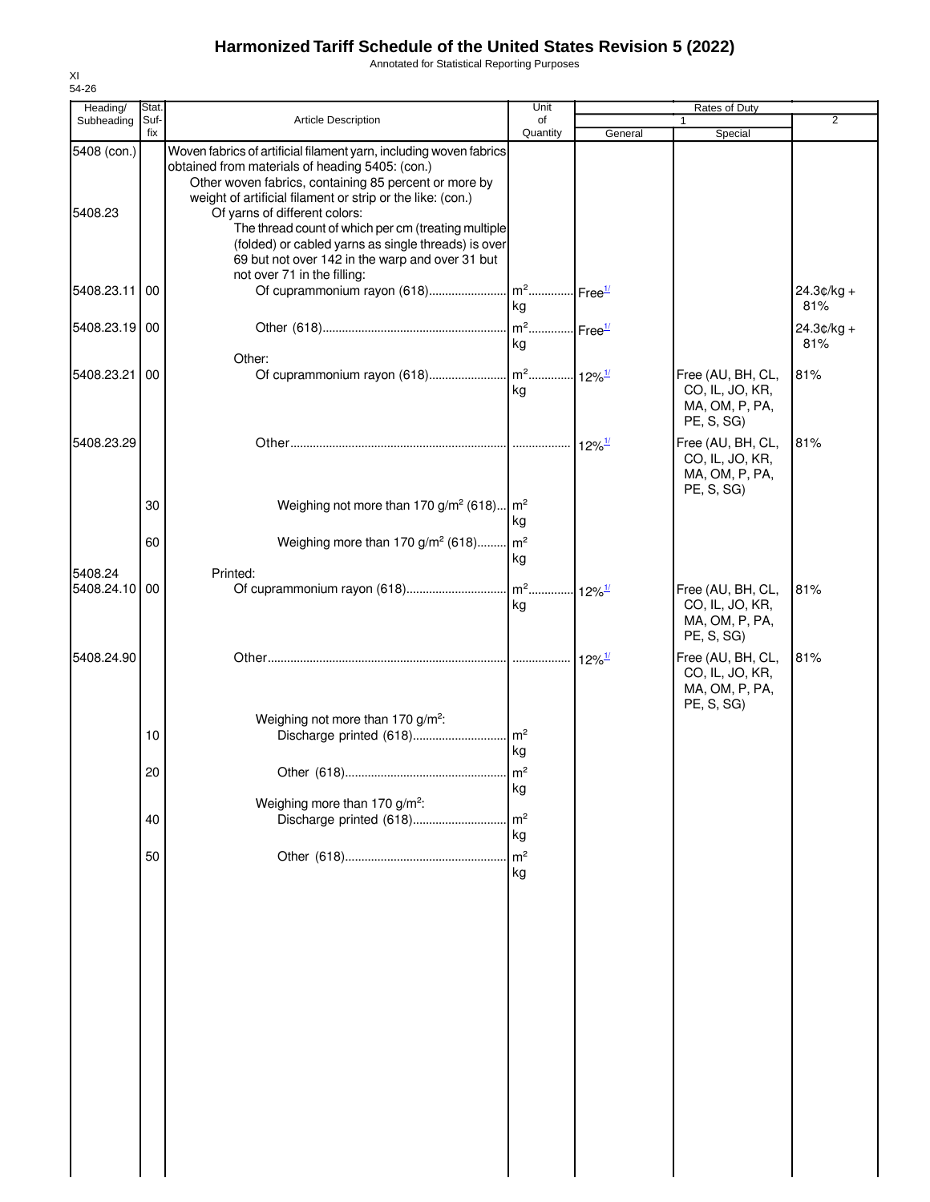# Harmonized Tariff Schedule of the United States Revision 5 (2022)

Annotated for Statistical Reporting Purposes

XI
54-26

| Heading/ Subheading | Stat. Suf- fix | Article Description | Unit of Quantity | Rates of Duty 1 General | Special | 2 |
|---|---|---|---|---|---|---|
| 5408 (con.) | | Woven fabrics of artificial filament yarn, including woven fabrics obtained from materials of heading 5405: (con.) | | | | |
| | | Other woven fabrics, containing 85 percent or more by weight of artificial filament or strip or the like: (con.) | | | | |
| 5408.23 | | Of yarns of different colors: | | | | |
| | | The thread count of which per cm (treating multiple (folded) or cabled yarns as single threads) is over 69 but not over 142 in the warp and over 31 but not over 71 in the filling: | | | | |
| 5408.23.11 | 00 | Of cuprammonium rayon (618) | m² kg | Free[1/] | | 24.3¢/kg + 81% |
| 5408.23.19 | 00 | Other (618) | m² kg | Free[1/] | | 24.3¢/kg + 81% |
| | | Other: | | | | |
| 5408.23.21 | 00 | Of cuprammonium rayon (618) | m² kg | 12%[1/] | Free (AU, BH, CL, CO, IL, JO, KR, MA, OM, P, PA, PE, S, SG) | 81% |
| 5408.23.29 | | Other | | 12%[1/] | Free (AU, BH, CL, CO, IL, JO, KR, MA, OM, P, PA, PE, S, SG) | 81% |
| | 30 | Weighing not more than 170 g/m² (618) | m² kg | | | |
| | 60 | Weighing more than 170 g/m² (618) | m² kg | | | |
| 5408.24 | | Printed: | | | | |
| 5408.24.10 | 00 | Of cuprammonium rayon (618) | m² kg | 12%[1/] | Free (AU, BH, CL, CO, IL, JO, KR, MA, OM, P, PA, PE, S, SG) | 81% |
| 5408.24.90 | | Other | | 12%[1/] | Free (AU, BH, CL, CO, IL, JO, KR, MA, OM, P, PA, PE, S, SG) | 81% |
| | | Weighing not more than 170 g/m²: | | | | |
| | 10 | Discharge printed (618) | m² kg | | | |
| | 20 | Other (618) | m² kg | | | |
| | | Weighing more than 170 g/m²: | | | | |
| | 40 | Discharge printed (618) | m² kg | | | |
| | 50 | Other (618) | m² kg | | | |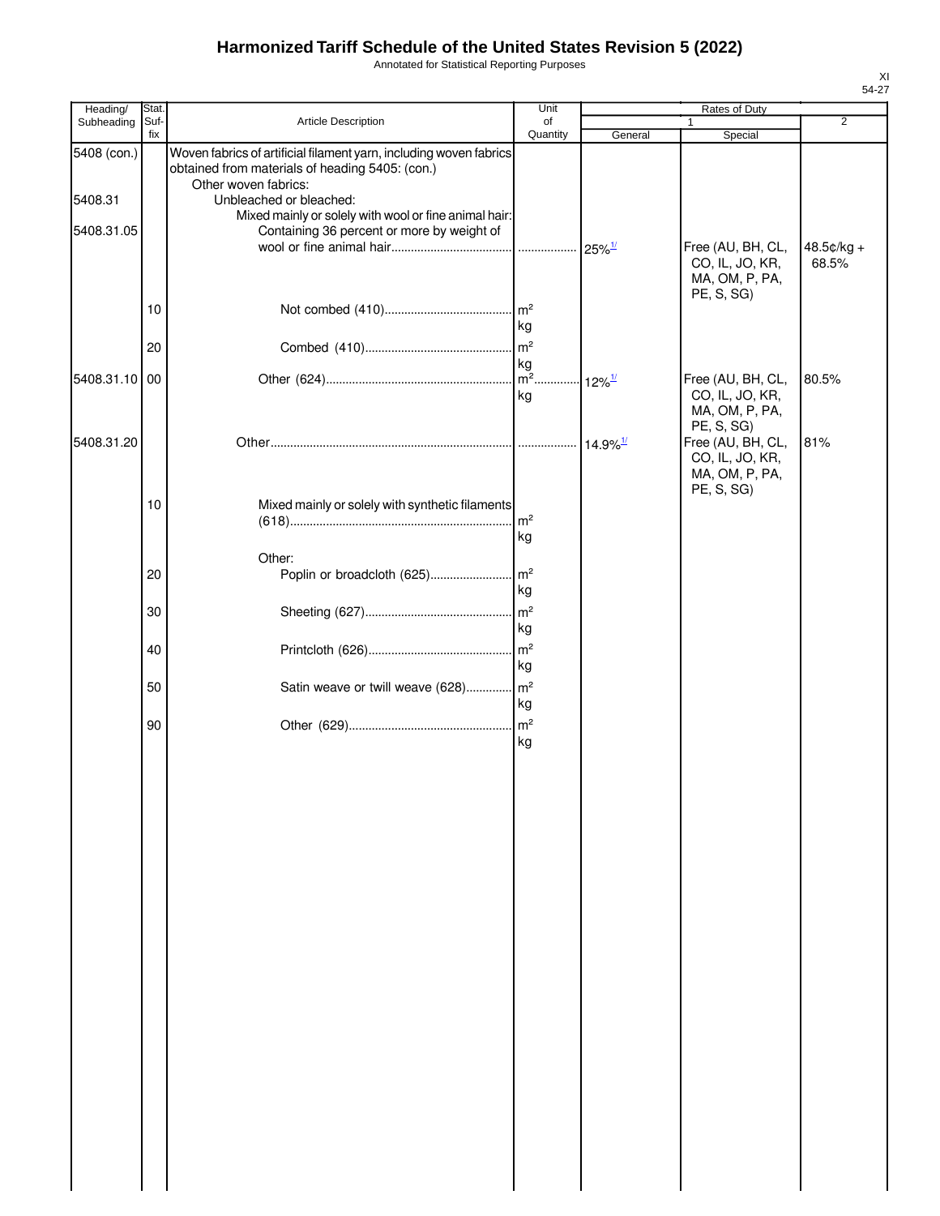# Harmonized Tariff Schedule of the United States Revision 5 (2022)

Annotated for Statistical Reporting Purposes

XI
54-27

| Heading/ Subheading | Stat. Suf- fix | Article Description | Unit of Quantity | Rates of Duty 1 General | Special | 2 |
|---|---|---|---|---|---|---|
| 5408 (con.) | | Woven fabrics of artificial filament yarn, including woven fabrics obtained from materials of heading 5405: (con.) | | | | |
| | | Other woven fabrics: | | | | |
| 5408.31 | | Unbleached or bleached: | | | | |
| | | Mixed mainly or solely with wool or fine animal hair: | | | | |
| 5408.31.05 | | Containing 36 percent or more by weight of wool or fine animal hair | | 25%[1/] | Free (AU, BH, CL, CO, IL, JO, KR, MA, OM, P, PA, PE, S, SG) | 48.5¢/kg + 68.5% |
| | 10 | Not combed (410) | m² kg | | | |
| | 20 | Combed (410) | m² kg | | | |
| 5408.31.10 | 00 | Other (624) | m² kg | 12%[1/] | Free (AU, BH, CL, CO, IL, JO, KR, MA, OM, P, PA, PE, S, SG) | 80.5% |
| 5408.31.20 | | Other | | 14.9%[1/] | Free (AU, BH, CL, CO, IL, JO, KR, MA, OM, P, PA, PE, S, SG) | 81% |
| | 10 | Mixed mainly or solely with synthetic filaments (618) | m² kg | | | |
| | | Other: | | | | |
| | 20 | Poplin or broadcloth (625) | m² kg | | | |
| | 30 | Sheeting (627) | m² kg | | | |
| | 40 | Printcloth (626) | m² kg | | | |
| | 50 | Satin weave or twill weave (628) | m² kg | | | |
| | 90 | Other (629) | m² kg | | | |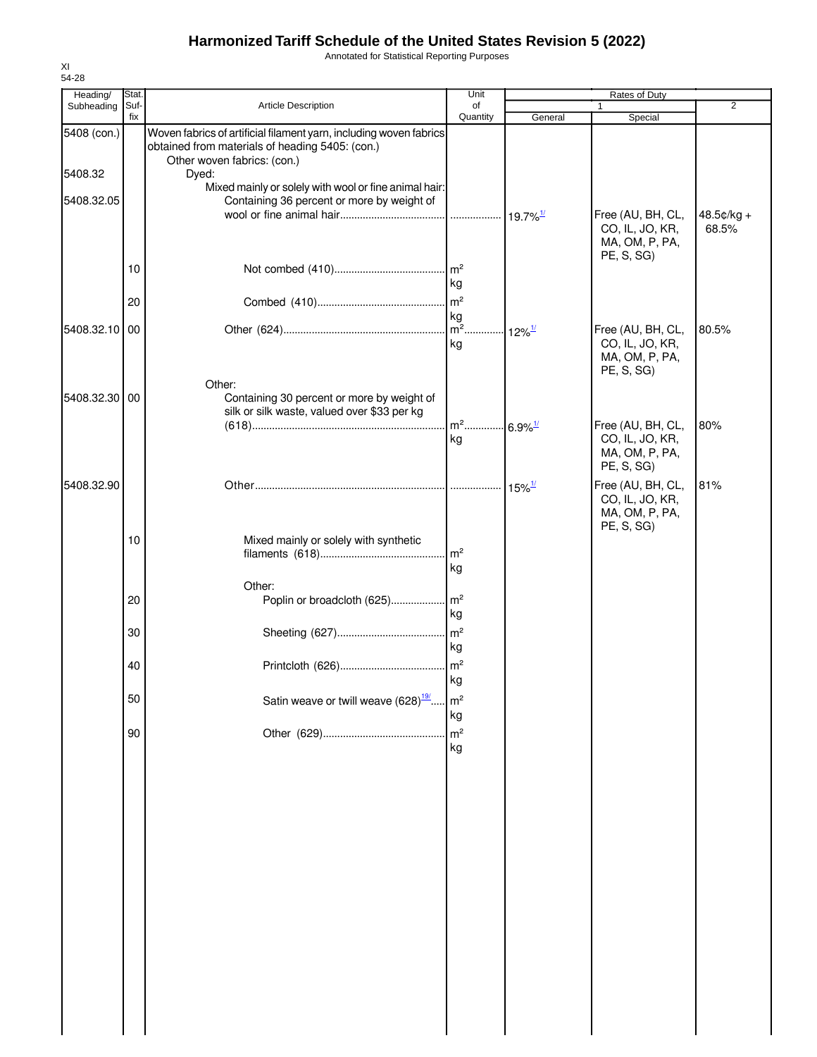# Harmonized Tariff Schedule of the United States Revision 5 (2022)

Annotated for Statistical Reporting Purposes

XI
54-28

| Heading/ Subheading | Stat. Suf- fix | Article Description | Unit of Quantity | Rates of Duty 1 General | Special | 2 |
|---|---|---|---|---|---|---|
| 5408 (con.) | | Woven fabrics of artificial filament yarn, including woven fabrics obtained from materials of heading 5405: (con.) | | | | |
| | | Other woven fabrics: (con.) | | | | |
| 5408.32 | | Dyed: | | | | |
| | | Mixed mainly or solely with wool or fine animal hair: | | | | |
| 5408.32.05 | | Containing 36 percent or more by weight of wool or fine animal hair | | 19.7%[1/] | Free (AU, BH, CL, CO, IL, JO, KR, MA, OM, P, PA, PE, S, SG) | 48.5¢/kg + 68.5% |
| | 10 | Not combed (410) | m² kg | | | |
| | 20 | Combed (410) | m² kg | | | |
| 5408.32.10 | 00 | Other (624) | m² kg | 12%[1/] | Free (AU, BH, CL, CO, IL, JO, KR, MA, OM, P, PA, PE, S, SG) | 80.5% |
| | | Other: | | | | |
| 5408.32.30 | 00 | Containing 30 percent or more by weight of silk or silk waste, valued over $33 per kg (618) | m² kg | 6.9%[1/] | Free (AU, BH, CL, CO, IL, JO, KR, MA, OM, P, PA, PE, S, SG) | 80% |
| 5408.32.90 | | Other | | 15%[1/] | Free (AU, BH, CL, CO, IL, JO, KR, MA, OM, P, PA, PE, S, SG) | 81% |
| | 10 | Mixed mainly or solely with synthetic filaments (618) | m² kg | | | |
| | | Other: | | | | |
| | 20 | Poplin or broadcloth (625) | m² kg | | | |
| | 30 | Sheeting (627) | m² kg | | | |
| | 40 | Printcloth (626) | m² kg | | | |
| | 50 | Satin weave or twill weave (628)[19/] | m² kg | | | |
| | 90 | Other (629) | m² kg | | | |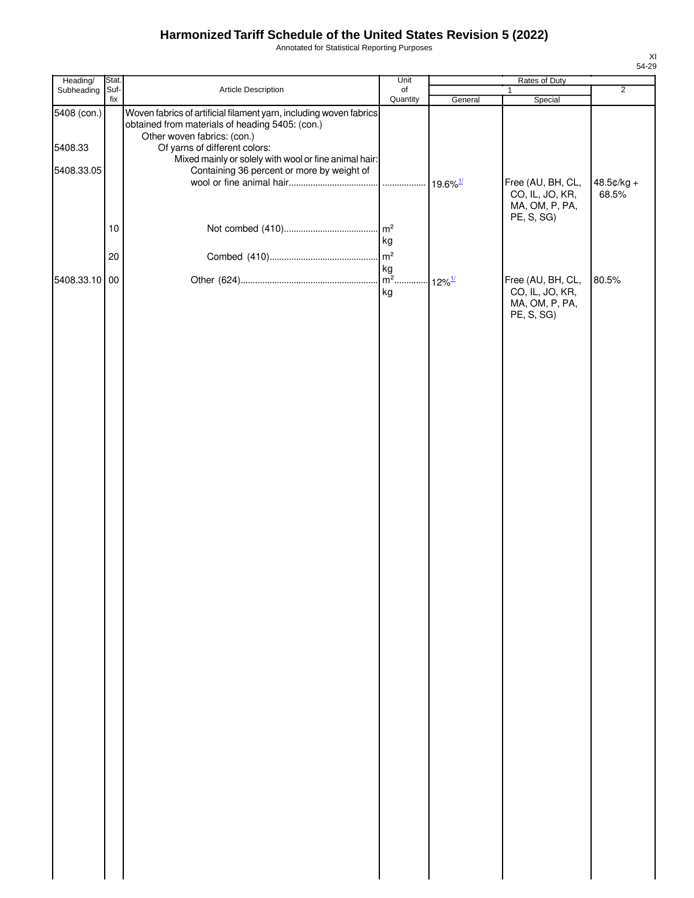# Harmonized Tariff Schedule of the United States Revision 5 (2022)

Annotated for Statistical Reporting Purposes

| Heading/ Subheading | Stat. Suf-fix | Article Description | Unit of Quantity | Rates of Duty 1 General | Special | 2 |
|---|---|---|---|---|---|---|
| 5408 (con.) | | Woven fabrics of artificial filament yarn, including woven fabrics obtained from materials of heading 5405: (con.) | | | | |
| | | Other woven fabrics: (con.) | | | | |
| 5408.33 | | Of yarns of different colors: | | | | |
| | | Mixed mainly or solely with wool or fine animal hair: | | | | |
| 5408.33.05 | | Containing 36 percent or more by weight of wool or fine animal hair | | 19.6%[1/] | Free (AU, BH, CL, CO, IL, JO, KR, MA, OM, P, PA, PE, S, SG) | 48.5¢/kg + 68.5% |
| | 10 | Not combed (410) | m² kg | | | |
| | 20 | Combed (410) | m² kg | | | |
| 5408.33.10 | 00 | Other (624) | m² kg | 12%[1/] | Free (AU, BH, CL, CO, IL, JO, KR, MA, OM, P, PA, PE, S, SG) | 80.5% |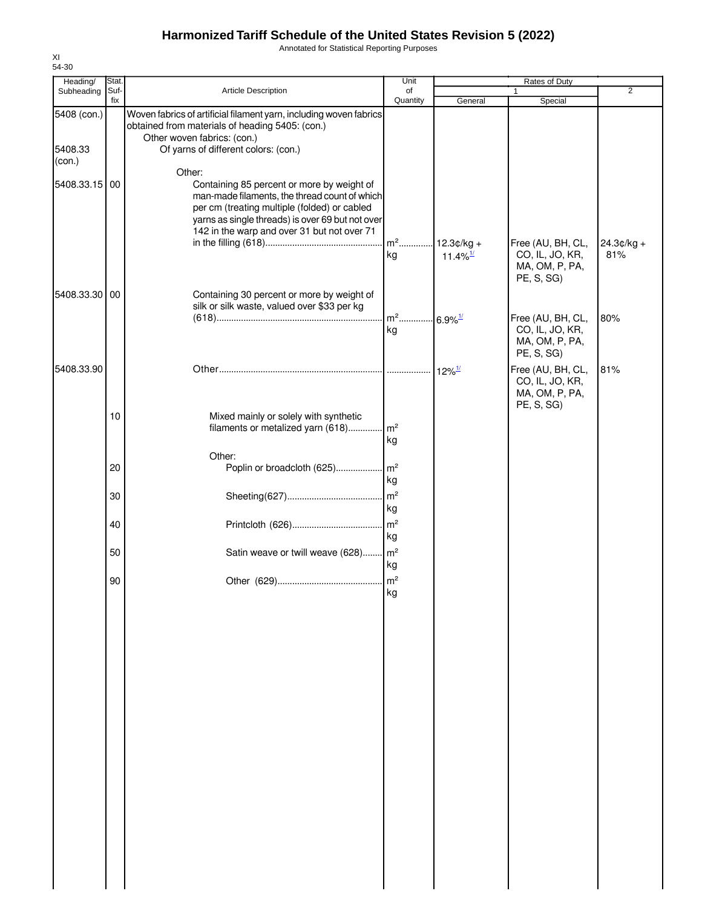# Harmonized Tariff Schedule of the United States Revision 5 (2022)

Annotated for Statistical Reporting Purposes

XI
54-30

| Heading/ Subheading | Stat. Suf- fix | Article Description | Unit of Quantity | Rates of Duty | | |
|---|---|---|---|---|---|---|
| | | | | 1 | | 2 |
| | | | | General | Special | |
| 5408 (con.) | | Woven fabrics of artificial filament yarn, including woven fabrics obtained from materials of heading 5405: (con.) | | | | |
| | | Other woven fabrics: (con.) | | | | |
| 5408.33 (con.) | | Of yarns of different colors: (con.) | | | | |
| | | Other: | | | | |
| 5408.33.15 | 00 | Containing 85 percent or more by weight of man-made filaments, the thread count of which per cm (treating multiple (folded) or cabled yarns as single threads) is over 69 but not over 142 in the warp and over 31 but not over 71 in the filling (618) | m² kg | 12.3¢/kg + 11.4%[1/] | Free (AU, BH, CL, CO, IL, JO, KR, MA, OM, P, PA, PE, S, SG) | 24.3¢/kg + 81% |
| 5408.33.30 | 00 | Containing 30 percent or more by weight of silk or silk waste, valued over $33 per kg (618) | m² kg | 6.9%[1/] | Free (AU, BH, CL, CO, IL, JO, KR, MA, OM, P, PA, PE, S, SG) | 80% |
| 5408.33.90 | | Other | | 12%[1/] | Free (AU, BH, CL, CO, IL, JO, KR, MA, OM, P, PA, PE, S, SG) | 81% |
| | 10 | Mixed mainly or solely with synthetic filaments or metalized yarn (618) | m² kg | | | |
| | | Other: | | | | |
| | 20 | Poplin or broadcloth (625) | m² kg | | | |
| | 30 | Sheeting(627) | m² kg | | | |
| | 40 | Printcloth (626) | m² kg | | | |
| | 50 | Satin weave or twill weave (628) | m² kg | | | |
| | 90 | Other (629) | m² kg | | | |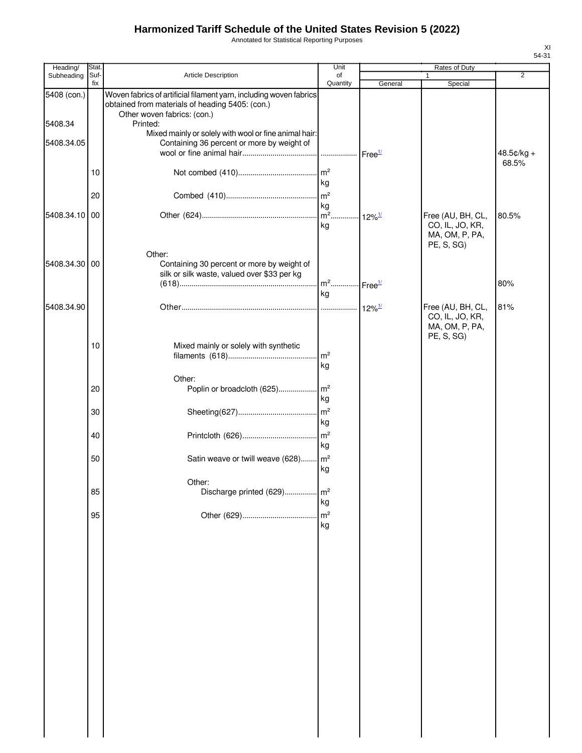# Harmonized Tariff Schedule of the United States Revision 5 (2022)

Annotated for Statistical Reporting Purposes

XI
54-31

| Heading/ Subheading | Stat. Suf- fix | Article Description | Unit of Quantity | Rates of Duty | | |
|---|---|---|---|---|---|---|
| | | | | 1 | | 2 |
| | | | | General | Special | |
| 5408 (con.) | | Woven fabrics of artificial filament yarn, including woven fabrics obtained from materials of heading 5405: (con.) | | | | |
| | | Other woven fabrics: (con.) | | | | |
| 5408.34 | | Printed: | | | | |
| | | Mixed mainly or solely with wool or fine animal hair: | | | | |
| 5408.34.05 | | Containing 36 percent or more by weight of wool or fine animal hair | | Free[1/] | | 48.5¢/kg + 68.5% |
| | 10 | Not combed (410) | m² kg | | | |
| | 20 | Combed (410) | m² kg | | | |
| 5408.34.10 | 00 | Other (624) | m² kg | 12%[1/] | Free (AU, BH, CL, CO, IL, JO, KR, MA, OM, P, PA, PE, S, SG) | 80.5% |
| | | Other: | | | | |
| 5408.34.30 | 00 | Containing 30 percent or more by weight of silk or silk waste, valued over $33 per kg (618) | m² kg | Free[1/] | | 80% |
| 5408.34.90 | | Other | | 12%[1/] | Free (AU, BH, CL, CO, IL, JO, KR, MA, OM, P, PA, PE, S, SG) | 81% |
| | 10 | Mixed mainly or solely with synthetic filaments (618) | m² kg | | | |
| | | Other: | | | | |
| | 20 | Poplin or broadcloth (625) | m² kg | | | |
| | 30 | Sheeting(627) | m² kg | | | |
| | 40 | Printcloth (626) | m² kg | | | |
| | 50 | Satin weave or twill weave (628) | m² kg | | | |
| | | Other: | | | | |
| | 85 | Discharge printed (629) | m² kg | | | |
| | 95 | Other (629) | m² kg | | | |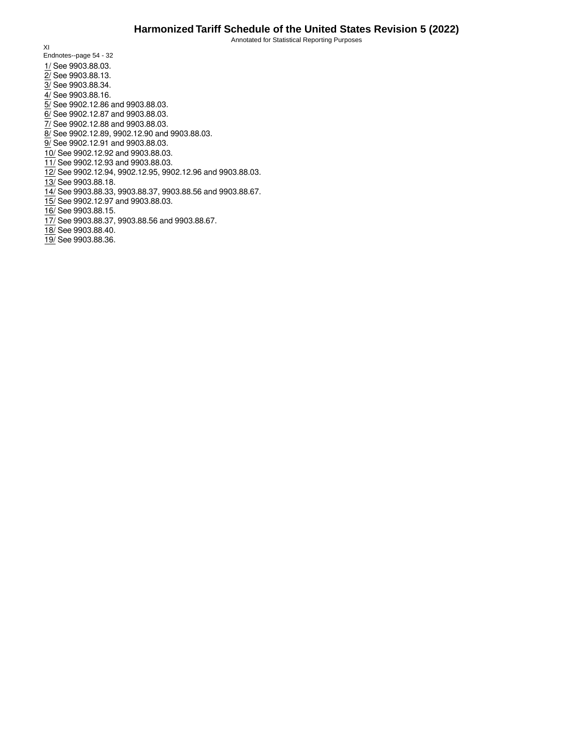XI

Endnotes--page 54 - 32

1/ See 9903.88.03.
2/ See 9903.88.13.
3/ See 9903.88.34.
4/ See 9903.88.16.
5/ See 9902.12.86 and 9903.88.03.
6/ See 9902.12.87 and 9903.88.03.
7/ See 9902.12.88 and 9903.88.03.
8/ See 9902.12.89, 9902.12.90 and 9903.88.03.
9/ See 9902.12.91 and 9903.88.03.
10/ See 9902.12.92 and 9903.88.03.
11/ See 9902.12.93 and 9903.88.03.
12/ See 9902.12.94, 9902.12.95, 9902.12.96 and 9903.88.03.
13/ See 9903.88.18.
14/ See 9903.88.33, 9903.88.37, 9903.88.56 and 9903.88.67.
15/ See 9902.12.97 and 9903.88.03.
16/ See 9903.88.15.
17/ See 9903.88.37, 9903.88.56 and 9903.88.67.
18/ See 9903.88.40.
19/ See 9903.88.36.